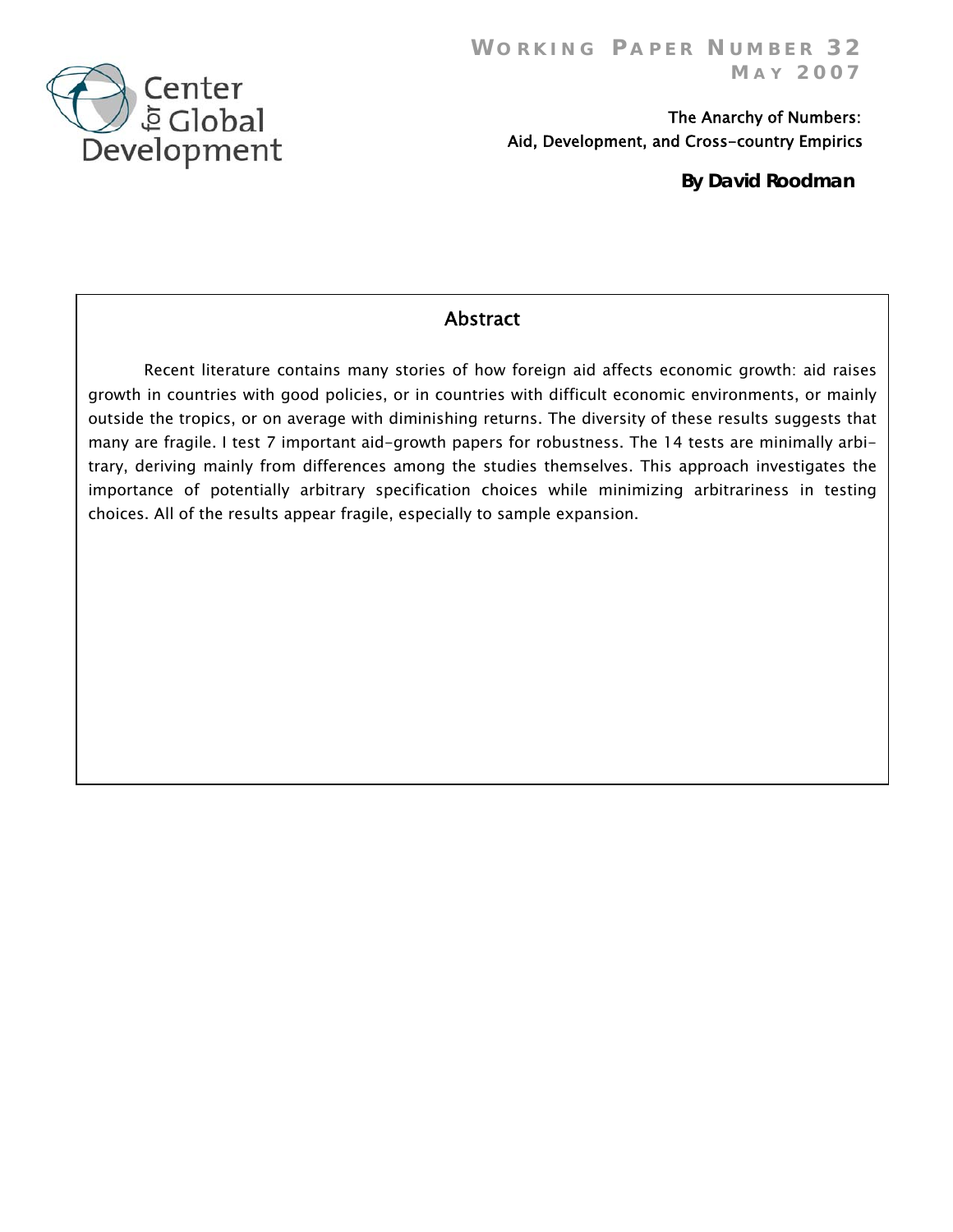# Working Paper Number 32
## May 2007

Center for Global Development

## The Anarchy of Numbers: Aid, Development, and Cross-country Empirics

**By David Roodman**

## Abstract

Recent literature contains many stories of how foreign aid affects economic growth: aid raises growth in countries with good policies, or in countries with difficult economic environments, or mainly outside the tropics, or on average with diminishing returns. The diversity of these results suggests that many are fragile. I test 7 important aid-growth papers for robustness. The 14 tests are minimally arbitrary, deriving mainly from differences among the studies themselves. This approach investigates the importance of potentially arbitrary specification choices while minimizing arbitrariness in testing choices. All of the results appear fragile, especially to sample expansion.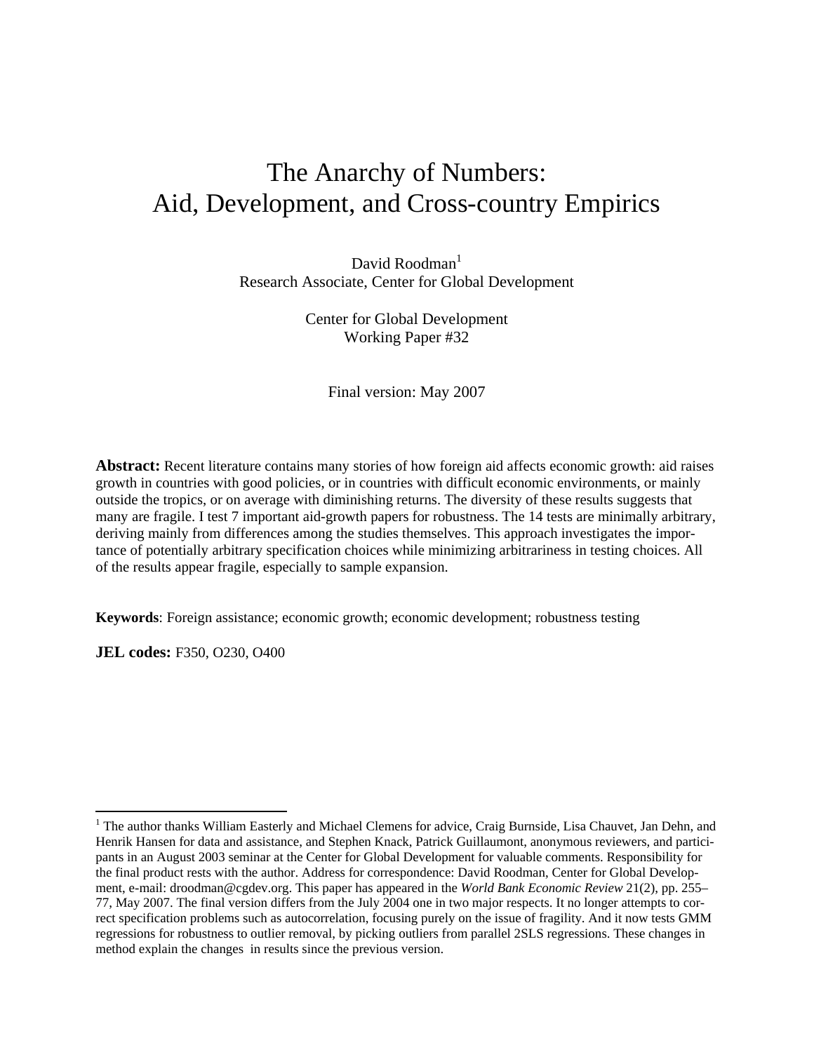# The Anarchy of Numbers: Aid, Development, and Cross-country Empirics

David Roodman[1]
Research Associate, Center for Global Development

Center for Global Development
Working Paper #32

Final version: May 2007

**Abstract:** Recent literature contains many stories of how foreign aid affects economic growth: aid raises growth in countries with good policies, or in countries with difficult economic environments, or mainly outside the tropics, or on average with diminishing returns. The diversity of these results suggests that many are fragile. I test 7 important aid-growth papers for robustness. The 14 tests are minimally arbitrary, deriving mainly from differences among the studies themselves. This approach investigates the importance of potentially arbitrary specification choices while minimizing arbitrariness in testing choices. All of the results appear fragile, especially to sample expansion.

**Keywords**: Foreign assistance; economic growth; economic development; robustness testing

**JEL codes:** F350, O230, O400

---

[1] The author thanks William Easterly and Michael Clemens for advice, Craig Burnside, Lisa Chauvet, Jan Dehn, and Henrik Hansen for data and assistance, and Stephen Knack, Patrick Guillaumont, anonymous reviewers, and participants in an August 2003 seminar at the Center for Global Development for valuable comments. Responsibility for the final product rests with the author. Address for correspondence: David Roodman, Center for Global Development, e-mail: droodman@cgdev.org. This paper has appeared in the *World Bank Economic Review* 21(2), pp. 255–77, May 2007. The final version differs from the July 2004 one in two major respects. It no longer attempts to correct specification problems such as autocorrelation, focusing purely on the issue of fragility. And it now tests GMM regressions for robustness to outlier removal, by picking outliers from parallel 2SLS regressions. These changes in method explain the changes in results since the previous version.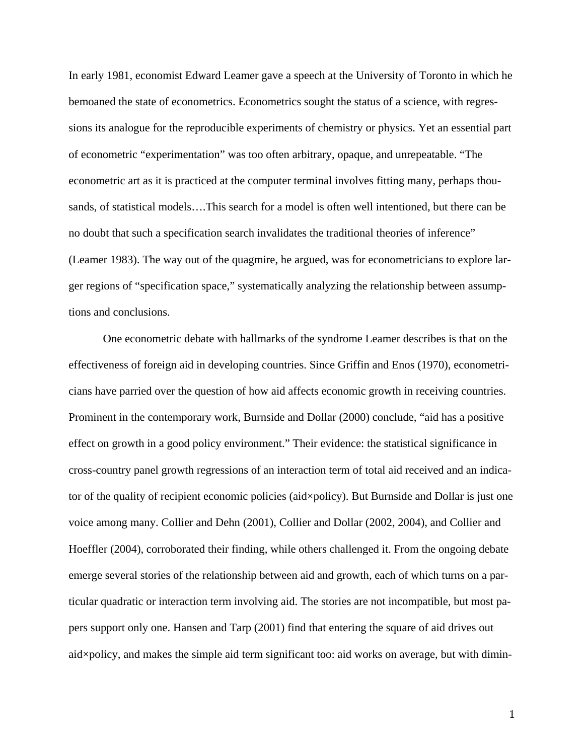In early 1981, economist Edward Leamer gave a speech at the University of Toronto in which he bemoaned the state of econometrics. Econometrics sought the status of a science, with regressions its analogue for the reproducible experiments of chemistry or physics. Yet an essential part of econometric "experimentation" was too often arbitrary, opaque, and unrepeatable. "The econometric art as it is practiced at the computer terminal involves fitting many, perhaps thousands, of statistical models….This search for a model is often well intentioned, but there can be no doubt that such a specification search invalidates the traditional theories of inference" (Leamer 1983). The way out of the quagmire, he argued, was for econometricians to explore larger regions of "specification space," systematically analyzing the relationship between assumptions and conclusions.

One econometric debate with hallmarks of the syndrome Leamer describes is that on the effectiveness of foreign aid in developing countries. Since Griffin and Enos (1970), econometricians have parried over the question of how aid affects economic growth in receiving countries. Prominent in the contemporary work, Burnside and Dollar (2000) conclude, "aid has a positive effect on growth in a good policy environment." Their evidence: the statistical significance in cross-country panel growth regressions of an interaction term of total aid received and an indicator of the quality of recipient economic policies (aid×policy). But Burnside and Dollar is just one voice among many. Collier and Dehn (2001), Collier and Dollar (2002, 2004), and Collier and Hoeffler (2004), corroborated their finding, while others challenged it. From the ongoing debate emerge several stories of the relationship between aid and growth, each of which turns on a particular quadratic or interaction term involving aid. The stories are not incompatible, but most papers support only one. Hansen and Tarp (2001) find that entering the square of aid drives out aid×policy, and makes the simple aid term significant too: aid works on average, but with dimin-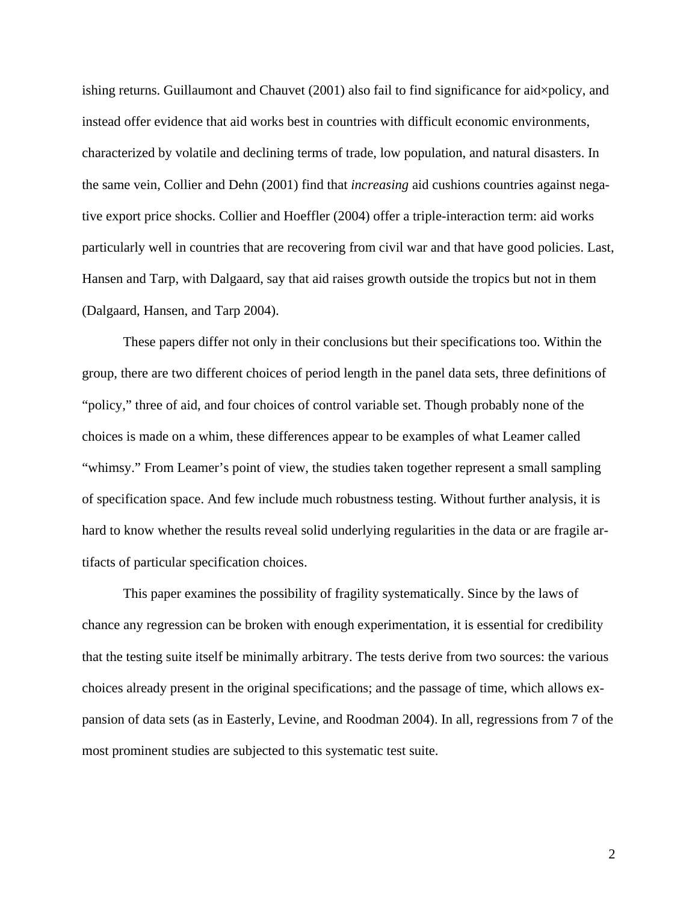ishing returns. Guillaumont and Chauvet (2001) also fail to find significance for aid×policy, and instead offer evidence that aid works best in countries with difficult economic environments, characterized by volatile and declining terms of trade, low population, and natural disasters. In the same vein, Collier and Dehn (2001) find that *increasing* aid cushions countries against negative export price shocks. Collier and Hoeffler (2004) offer a triple-interaction term: aid works particularly well in countries that are recovering from civil war and that have good policies. Last, Hansen and Tarp, with Dalgaard, say that aid raises growth outside the tropics but not in them (Dalgaard, Hansen, and Tarp 2004).

These papers differ not only in their conclusions but their specifications too. Within the group, there are two different choices of period length in the panel data sets, three definitions of "policy," three of aid, and four choices of control variable set. Though probably none of the choices is made on a whim, these differences appear to be examples of what Leamer called "whimsy." From Leamer's point of view, the studies taken together represent a small sampling of specification space. And few include much robustness testing. Without further analysis, it is hard to know whether the results reveal solid underlying regularities in the data or are fragile artifacts of particular specification choices.

This paper examines the possibility of fragility systematically. Since by the laws of chance any regression can be broken with enough experimentation, it is essential for credibility that the testing suite itself be minimally arbitrary. The tests derive from two sources: the various choices already present in the original specifications; and the passage of time, which allows expansion of data sets (as in Easterly, Levine, and Roodman 2004). In all, regressions from 7 of the most prominent studies are subjected to this systematic test suite.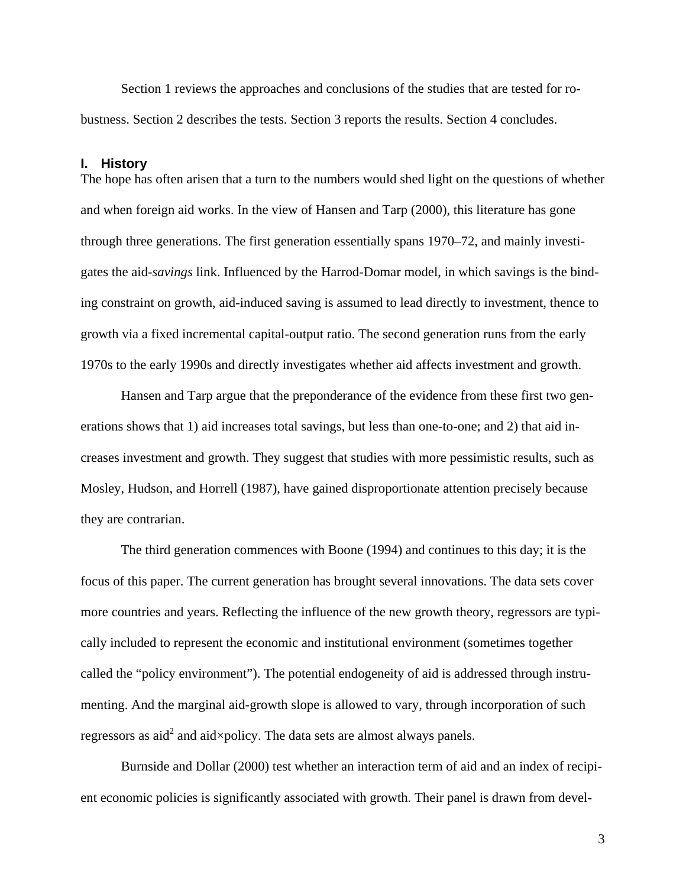Section 1 reviews the approaches and conclusions of the studies that are tested for robustness. Section 2 describes the tests. Section 3 reports the results. Section 4 concludes.

## I. History

The hope has often arisen that a turn to the numbers would shed light on the questions of whether and when foreign aid works. In the view of Hansen and Tarp (2000), this literature has gone through three generations. The first generation essentially spans 1970–72, and mainly investigates the aid-*savings* link. Influenced by the Harrod-Domar model, in which savings is the binding constraint on growth, aid-induced saving is assumed to lead directly to investment, thence to growth via a fixed incremental capital-output ratio. The second generation runs from the early 1970s to the early 1990s and directly investigates whether aid affects investment and growth.

Hansen and Tarp argue that the preponderance of the evidence from these first two generations shows that 1) aid increases total savings, but less than one-to-one; and 2) that aid increases investment and growth. They suggest that studies with more pessimistic results, such as Mosley, Hudson, and Horrell (1987), have gained disproportionate attention precisely because they are contrarian.

The third generation commences with Boone (1994) and continues to this day; it is the focus of this paper. The current generation has brought several innovations. The data sets cover more countries and years. Reflecting the influence of the new growth theory, regressors are typically included to represent the economic and institutional environment (sometimes together called the "policy environment"). The potential endogeneity of aid is addressed through instrumenting. And the marginal aid-growth slope is allowed to vary, through incorporation of such regressors as $\text{aid}^2$ and aid×policy. The data sets are almost always panels.

Burnside and Dollar (2000) test whether an interaction term of aid and an index of recipient economic policies is significantly associated with growth. Their panel is drawn from devel-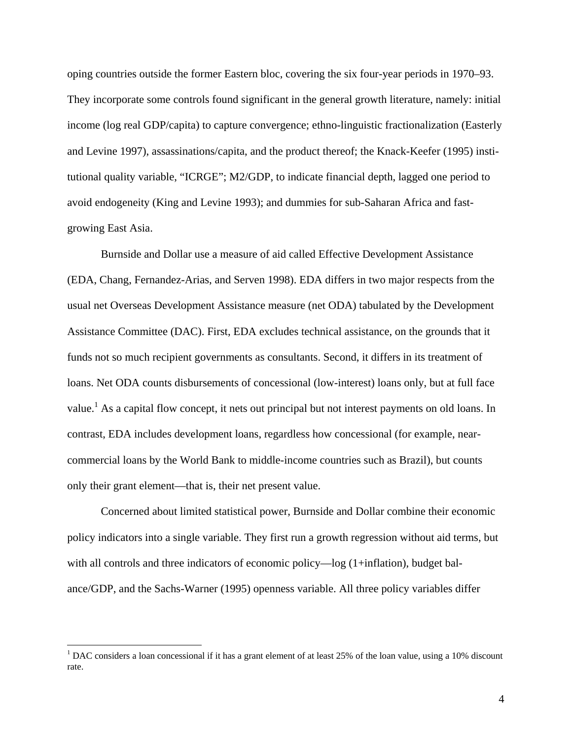oping countries outside the former Eastern bloc, covering the six four-year periods in 1970–93. They incorporate some controls found significant in the general growth literature, namely: initial income (log real GDP/capita) to capture convergence; ethno-linguistic fractionalization (Easterly and Levine 1997), assassinations/capita, and the product thereof; the Knack-Keefer (1995) institutional quality variable, "ICRGE"; M2/GDP, to indicate financial depth, lagged one period to avoid endogeneity (King and Levine 1993); and dummies for sub-Saharan Africa and fast-growing East Asia.

Burnside and Dollar use a measure of aid called Effective Development Assistance (EDA, Chang, Fernandez-Arias, and Serven 1998). EDA differs in two major respects from the usual net Overseas Development Assistance measure (net ODA) tabulated by the Development Assistance Committee (DAC). First, EDA excludes technical assistance, on the grounds that it funds not so much recipient governments as consultants. Second, it differs in its treatment of loans. Net ODA counts disbursements of concessional (low-interest) loans only, but at full face value.[1] As a capital flow concept, it nets out principal but not interest payments on old loans. In contrast, EDA includes development loans, regardless how concessional (for example, near-commercial loans by the World Bank to middle-income countries such as Brazil), but counts only their grant element—that is, their net present value.

Concerned about limited statistical power, Burnside and Dollar combine their economic policy indicators into a single variable. They first run a growth regression without aid terms, but with all controls and three indicators of economic policy—log (1+inflation), budget balance/GDP, and the Sachs-Warner (1995) openness variable. All three policy variables differ

[1] DAC considers a loan concessional if it has a grant element of at least 25% of the loan value, using a 10% discount rate.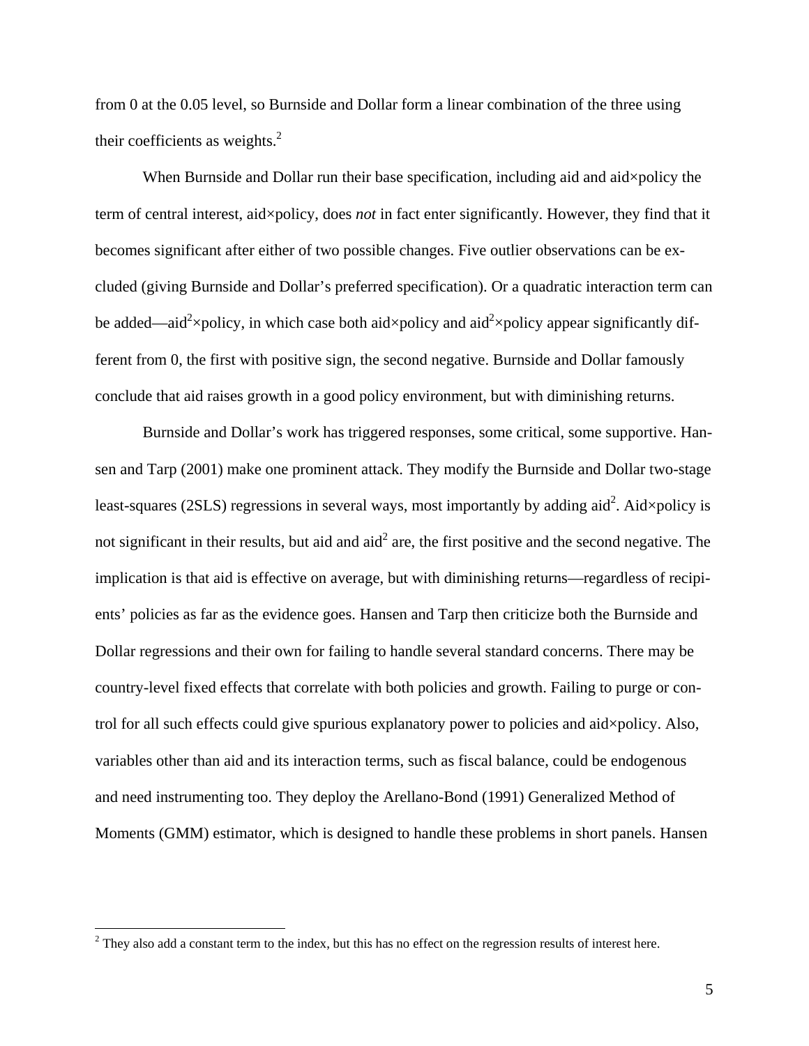from 0 at the 0.05 level, so Burnside and Dollar form a linear combination of the three using their coefficients as weights.[2]

When Burnside and Dollar run their base specification, including aid and aid×policy the term of central interest, aid×policy, does *not* in fact enter significantly. However, they find that it becomes significant after either of two possible changes. Five outlier observations can be excluded (giving Burnside and Dollar's preferred specification). Or a quadratic interaction term can be added—$\text{aid}^2$×policy, in which case both aid×policy and $\text{aid}^2$×policy appear significantly different from 0, the first with positive sign, the second negative. Burnside and Dollar famously conclude that aid raises growth in a good policy environment, but with diminishing returns.

Burnside and Dollar's work has triggered responses, some critical, some supportive. Hansen and Tarp (2001) make one prominent attack. They modify the Burnside and Dollar two-stage least-squares (2SLS) regressions in several ways, most importantly by adding $\text{aid}^2$. Aid×policy is not significant in their results, but aid and $\text{aid}^2$ are, the first positive and the second negative. The implication is that aid is effective on average, but with diminishing returns—regardless of recipients' policies as far as the evidence goes. Hansen and Tarp then criticize both the Burnside and Dollar regressions and their own for failing to handle several standard concerns. There may be country-level fixed effects that correlate with both policies and growth. Failing to purge or control for all such effects could give spurious explanatory power to policies and aid×policy. Also, variables other than aid and its interaction terms, such as fiscal balance, could be endogenous and need instrumenting too. They deploy the Arellano-Bond (1991) Generalized Method of Moments (GMM) estimator, which is designed to handle these problems in short panels. Hansen

[2] They also add a constant term to the index, but this has no effect on the regression results of interest here.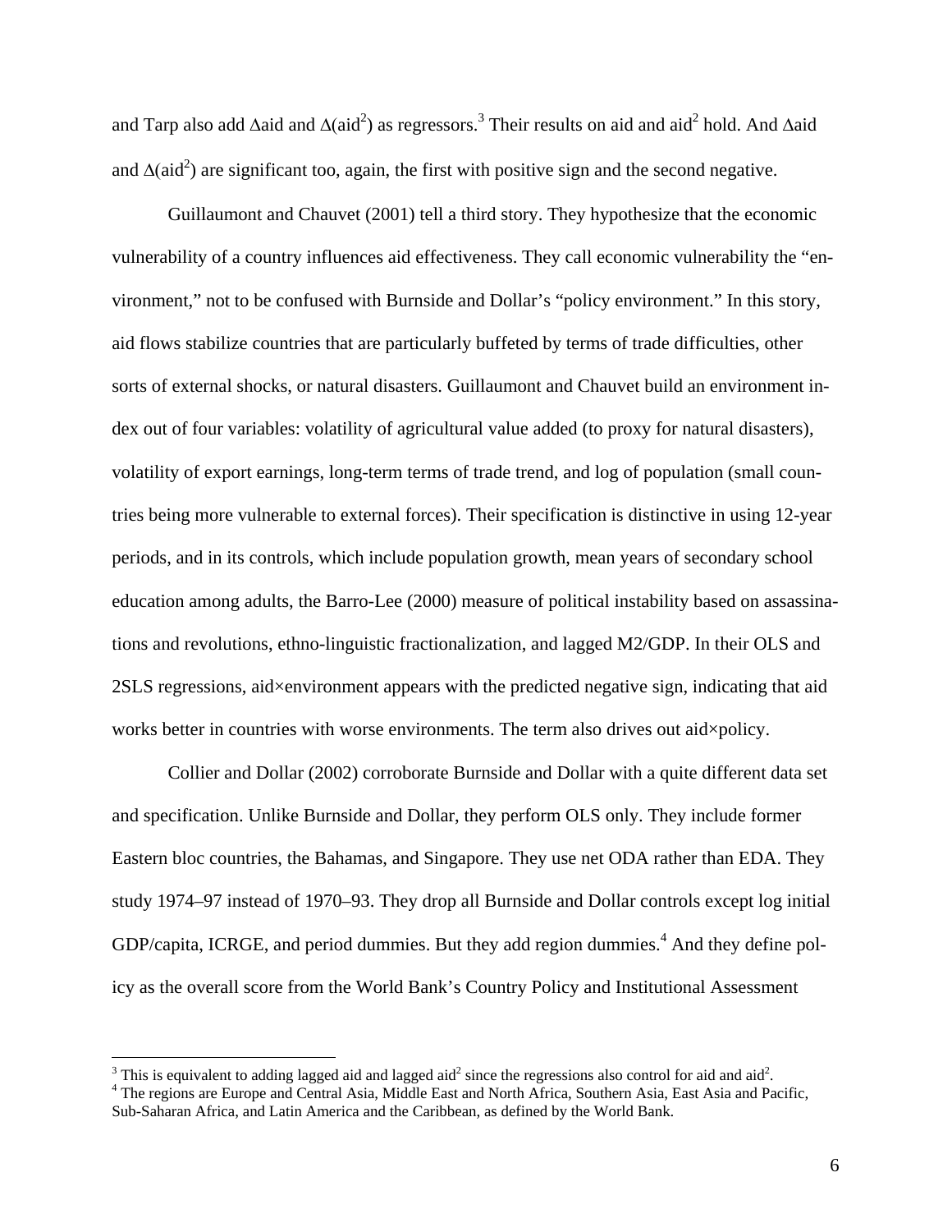and Tarp also add $\Delta$aid and $\Delta(\text{aid}^2)$ as regressors.[3] Their results on aid and aid$^2$ hold. And $\Delta$aid and $\Delta(\text{aid}^2)$ are significant too, again, the first with positive sign and the second negative.

Guillaumont and Chauvet (2001) tell a third story. They hypothesize that the economic vulnerability of a country influences aid effectiveness. They call economic vulnerability the "environment," not to be confused with Burnside and Dollar's "policy environment." In this story, aid flows stabilize countries that are particularly buffeted by terms of trade difficulties, other sorts of external shocks, or natural disasters. Guillaumont and Chauvet build an environment index out of four variables: volatility of agricultural value added (to proxy for natural disasters), volatility of export earnings, long-term terms of trade trend, and log of population (small countries being more vulnerable to external forces). Their specification is distinctive in using 12-year periods, and in its controls, which include population growth, mean years of secondary school education among adults, the Barro-Lee (2000) measure of political instability based on assassinations and revolutions, ethno-linguistic fractionalization, and lagged M2/GDP. In their OLS and 2SLS regressions, aid×environment appears with the predicted negative sign, indicating that aid works better in countries with worse environments. The term also drives out aid×policy.

Collier and Dollar (2002) corroborate Burnside and Dollar with a quite different data set and specification. Unlike Burnside and Dollar, they perform OLS only. They include former Eastern bloc countries, the Bahamas, and Singapore. They use net ODA rather than EDA. They study 1974–97 instead of 1970–93. They drop all Burnside and Dollar controls except log initial GDP/capita, ICRGE, and period dummies. But they add region dummies.[4] And they define policy as the overall score from the World Bank's Country Policy and Institutional Assessment

---

[3] This is equivalent to adding lagged aid and lagged aid$^2$ since the regressions also control for aid and aid$^2$.

[4] The regions are Europe and Central Asia, Middle East and North Africa, Southern Asia, East Asia and Pacific, Sub-Saharan Africa, and Latin America and the Caribbean, as defined by the World Bank.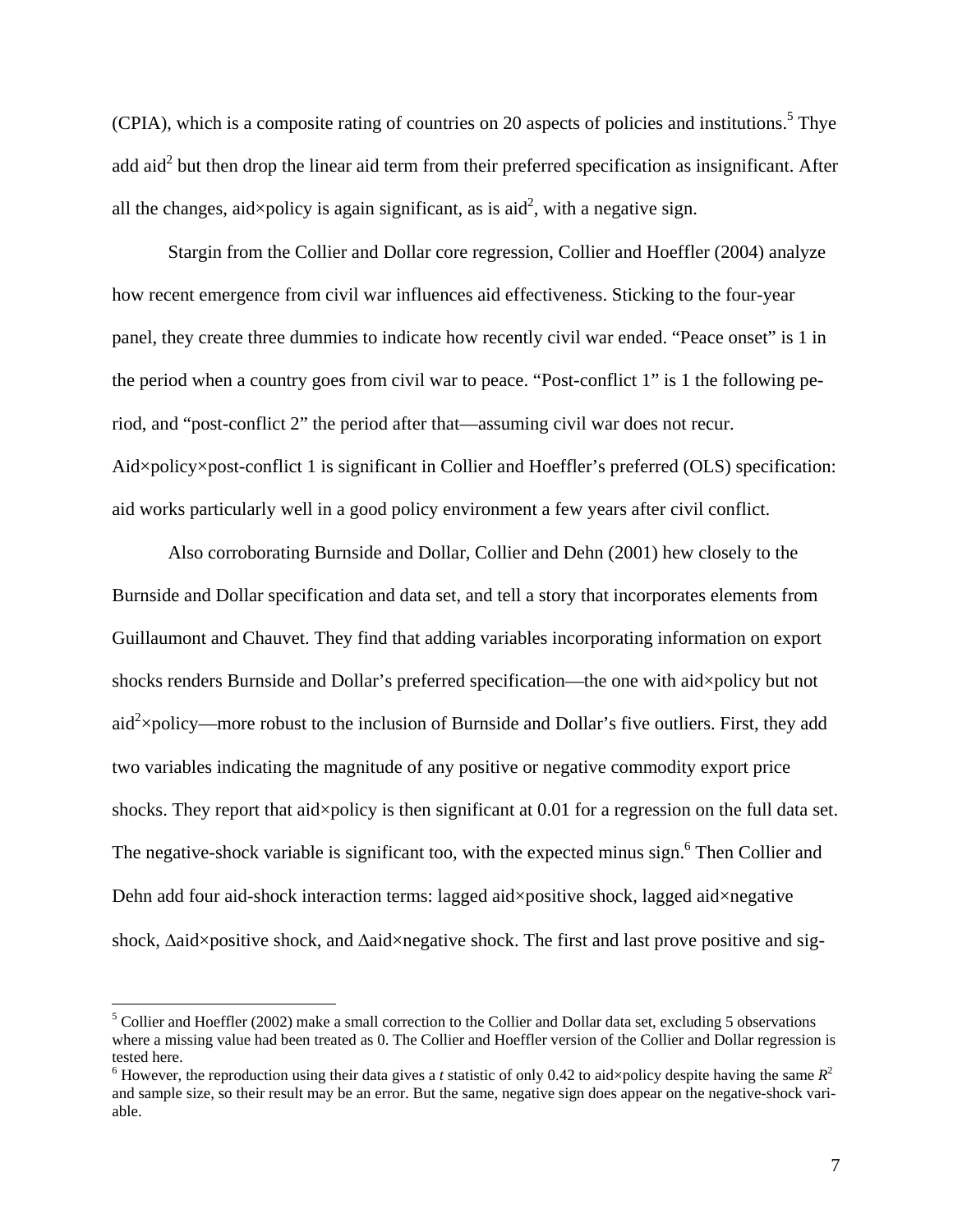(CPIA), which is a composite rating of countries on 20 aspects of policies and institutions.[5] Thye add aid$^2$ but then drop the linear aid term from their preferred specification as insignificant. After all the changes, aid×policy is again significant, as is aid$^2$, with a negative sign.

Stargin from the Collier and Dollar core regression, Collier and Hoeffler (2004) analyze how recent emergence from civil war influences aid effectiveness. Sticking to the four-year panel, they create three dummies to indicate how recently civil war ended. "Peace onset" is 1 in the period when a country goes from civil war to peace. "Post-conflict 1" is 1 the following period, and "post-conflict 2" the period after that—assuming civil war does not recur. Aid×policy×post-conflict 1 is significant in Collier and Hoeffler's preferred (OLS) specification: aid works particularly well in a good policy environment a few years after civil conflict.

Also corroborating Burnside and Dollar, Collier and Dehn (2001) hew closely to the Burnside and Dollar specification and data set, and tell a story that incorporates elements from Guillaumont and Chauvet. They find that adding variables incorporating information on export shocks renders Burnside and Dollar's preferred specification—the one with aid×policy but not aid$^2$×policy—more robust to the inclusion of Burnside and Dollar's five outliers. First, they add two variables indicating the magnitude of any positive or negative commodity export price shocks. They report that aid×policy is then significant at 0.01 for a regression on the full data set. The negative-shock variable is significant too, with the expected minus sign.[6] Then Collier and Dehn add four aid-shock interaction terms: lagged aid×positive shock, lagged aid×negative shock, $\Delta$aid×positive shock, and $\Delta$aid×negative shock. The first and last prove positive and sig-

[5] Collier and Hoeffler (2002) make a small correction to the Collier and Dollar data set, excluding 5 observations where a missing value had been treated as 0. The Collier and Hoeffler version of the Collier and Dollar regression is tested here.

[6] However, the reproduction using their data gives a *t* statistic of only 0.42 to aid×policy despite having the same $R^2$ and sample size, so their result may be an error. But the same, negative sign does appear on the negative-shock variable.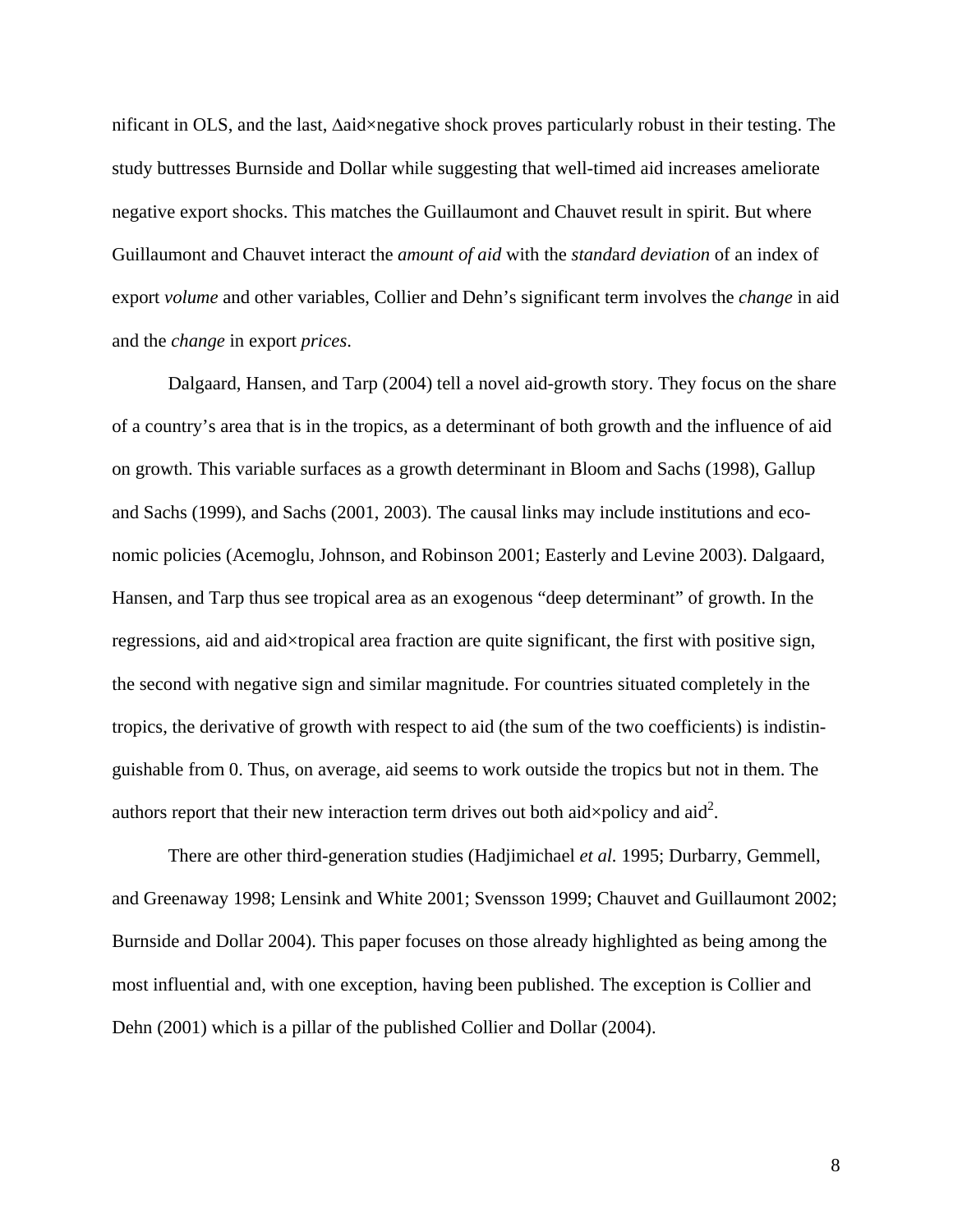nificant in OLS, and the last, Δaid×negative shock proves particularly robust in their testing. The study buttresses Burnside and Dollar while suggesting that well-timed aid increases ameliorate negative export shocks. This matches the Guillaumont and Chauvet result in spirit. But where Guillaumont and Chauvet interact the *amount of aid* with the *standard deviation* of an index of export *volume* and other variables, Collier and Dehn's significant term involves the *change* in aid and the *change* in export *prices*.

Dalgaard, Hansen, and Tarp (2004) tell a novel aid-growth story. They focus on the share of a country's area that is in the tropics, as a determinant of both growth and the influence of aid on growth. This variable surfaces as a growth determinant in Bloom and Sachs (1998), Gallup and Sachs (1999), and Sachs (2001, 2003). The causal links may include institutions and economic policies (Acemoglu, Johnson, and Robinson 2001; Easterly and Levine 2003). Dalgaard, Hansen, and Tarp thus see tropical area as an exogenous "deep determinant" of growth. In the regressions, aid and aid×tropical area fraction are quite significant, the first with positive sign, the second with negative sign and similar magnitude. For countries situated completely in the tropics, the derivative of growth with respect to aid (the sum of the two coefficients) is indistinguishable from 0. Thus, on average, aid seems to work outside the tropics but not in them. The authors report that their new interaction term drives out both aid×policy and aid$^2$.

There are other third-generation studies (Hadjimichael *et al.* 1995; Durbarry, Gemmell, and Greenaway 1998; Lensink and White 2001; Svensson 1999; Chauvet and Guillaumont 2002; Burnside and Dollar 2004). This paper focuses on those already highlighted as being among the most influential and, with one exception, having been published. The exception is Collier and Dehn (2001) which is a pillar of the published Collier and Dollar (2004).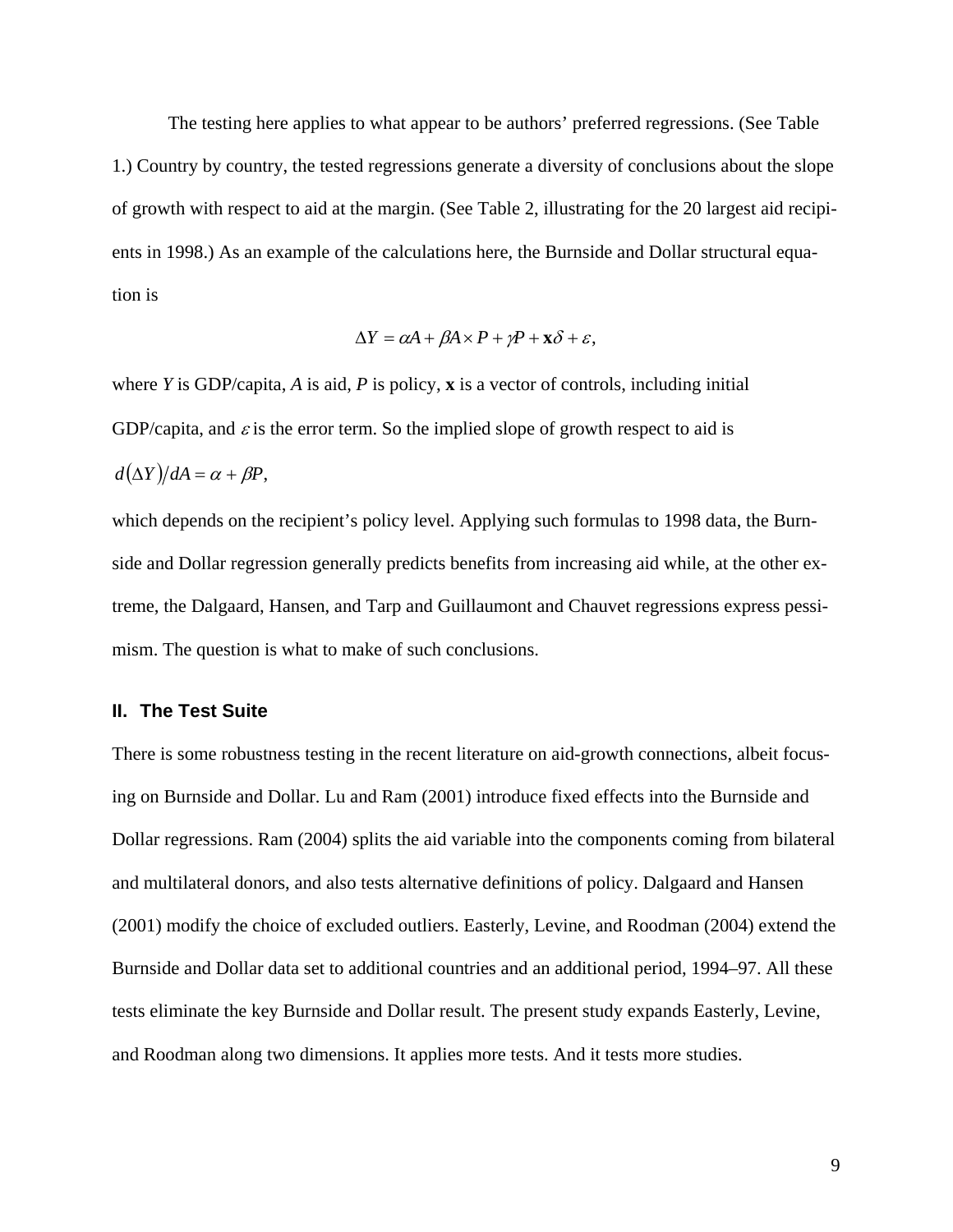The testing here applies to what appear to be authors' preferred regressions. (See Table 1.) Country by country, the tested regressions generate a diversity of conclusions about the slope of growth with respect to aid at the margin. (See Table 2, illustrating for the 20 largest aid recipients in 1998.) As an example of the calculations here, the Burnside and Dollar structural equation is

$$\Delta Y = \alpha A + \beta A \times P + \gamma P + \mathbf{x}\delta + \varepsilon,$$

where $Y$ is GDP/capita, $A$ is aid, $P$ is policy, $\mathbf{x}$ is a vector of controls, including initial GDP/capita, and $\varepsilon$ is the error term. So the implied slope of growth respect to aid is $d(\Delta Y)/dA = \alpha + \beta P$,

which depends on the recipient's policy level. Applying such formulas to 1998 data, the Burnside and Dollar regression generally predicts benefits from increasing aid while, at the other extreme, the Dalgaard, Hansen, and Tarp and Guillaumont and Chauvet regressions express pessimism. The question is what to make of such conclusions.

## II. The Test Suite

There is some robustness testing in the recent literature on aid-growth connections, albeit focusing on Burnside and Dollar. Lu and Ram (2001) introduce fixed effects into the Burnside and Dollar regressions. Ram (2004) splits the aid variable into the components coming from bilateral and multilateral donors, and also tests alternative definitions of policy. Dalgaard and Hansen (2001) modify the choice of excluded outliers. Easterly, Levine, and Roodman (2004) extend the Burnside and Dollar data set to additional countries and an additional period, 1994–97. All these tests eliminate the key Burnside and Dollar result. The present study expands Easterly, Levine, and Roodman along two dimensions. It applies more tests. And it tests more studies.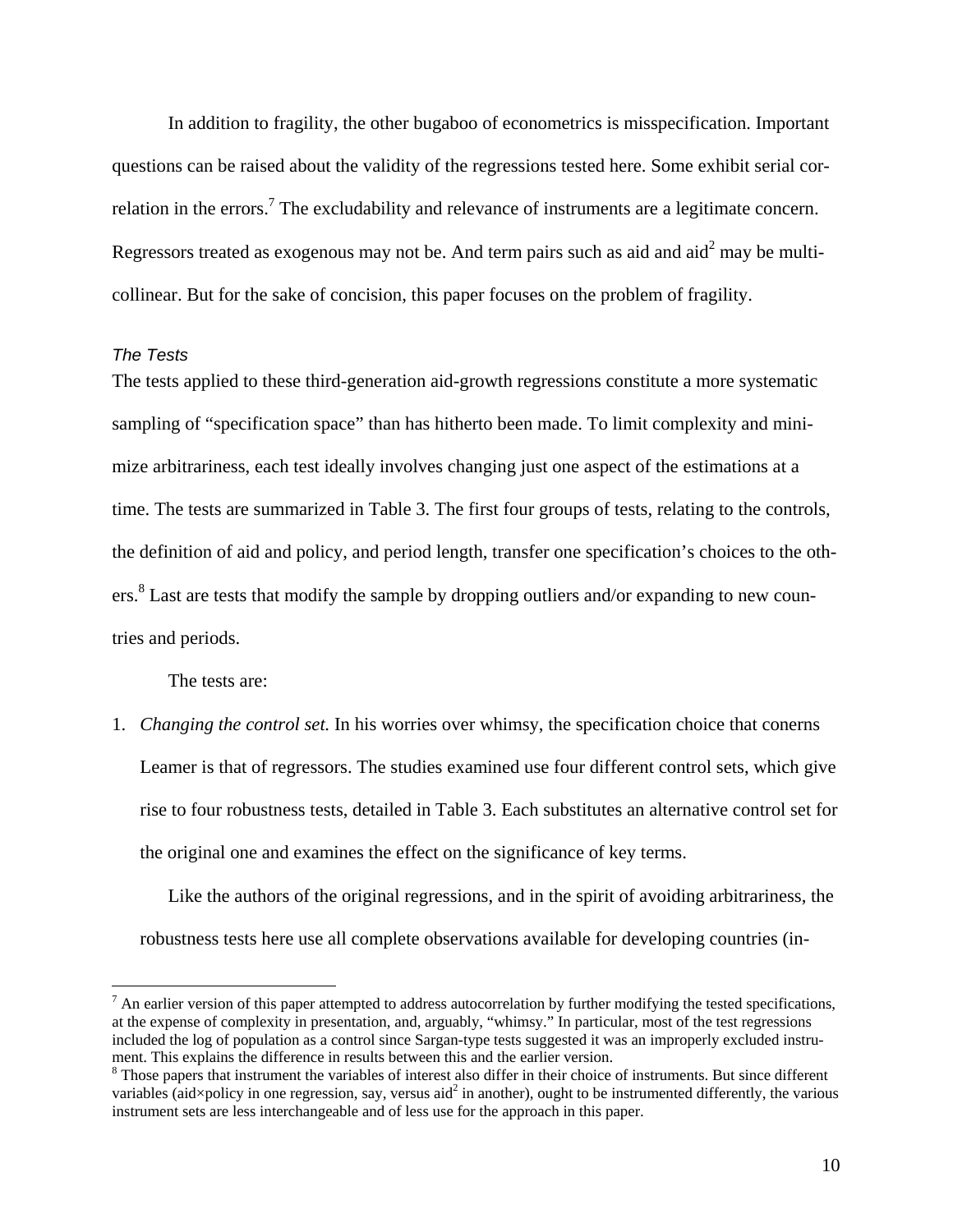In addition to fragility, the other bugaboo of econometrics is misspecification. Important questions can be raised about the validity of the regressions tested here. Some exhibit serial correlation in the errors.[7] The excludability and relevance of instruments are a legitimate concern. Regressors treated as exogenous may not be. And term pairs such as aid and aid$^2$ may be multicollinear. But for the sake of concision, this paper focuses on the problem of fragility.

### *The Tests*

The tests applied to these third-generation aid-growth regressions constitute a more systematic sampling of "specification space" than has hitherto been made. To limit complexity and minimize arbitrariness, each test ideally involves changing just one aspect of the estimations at a time. The tests are summarized in Table 3. The first four groups of tests, relating to the controls, the definition of aid and policy, and period length, transfer one specification's choices to the others.[8] Last are tests that modify the sample by dropping outliers and/or expanding to new countries and periods.

The tests are:

1. *Changing the control set.* In his worries over whimsy, the specification choice that conerns Leamer is that of regressors. The studies examined use four different control sets, which give rise to four robustness tests, detailed in Table 3. Each substitutes an alternative control set for the original one and examines the effect on the significance of key terms.

   Like the authors of the original regressions, and in the spirit of avoiding arbitrariness, the robustness tests here use all complete observations available for developing countries (in-

---

[7] An earlier version of this paper attempted to address autocorrelation by further modifying the tested specifications, at the expense of complexity in presentation, and, arguably, "whimsy." In particular, most of the test regressions included the log of population as a control since Sargan-type tests suggested it was an improperly excluded instrument. This explains the difference in results between this and the earlier version.

[8] Those papers that instrument the variables of interest also differ in their choice of instruments. But since different variables (aid×policy in one regression, say, versus aid$^2$ in another), ought to be instrumented differently, the various instrument sets are less interchangeable and of less use for the approach in this paper.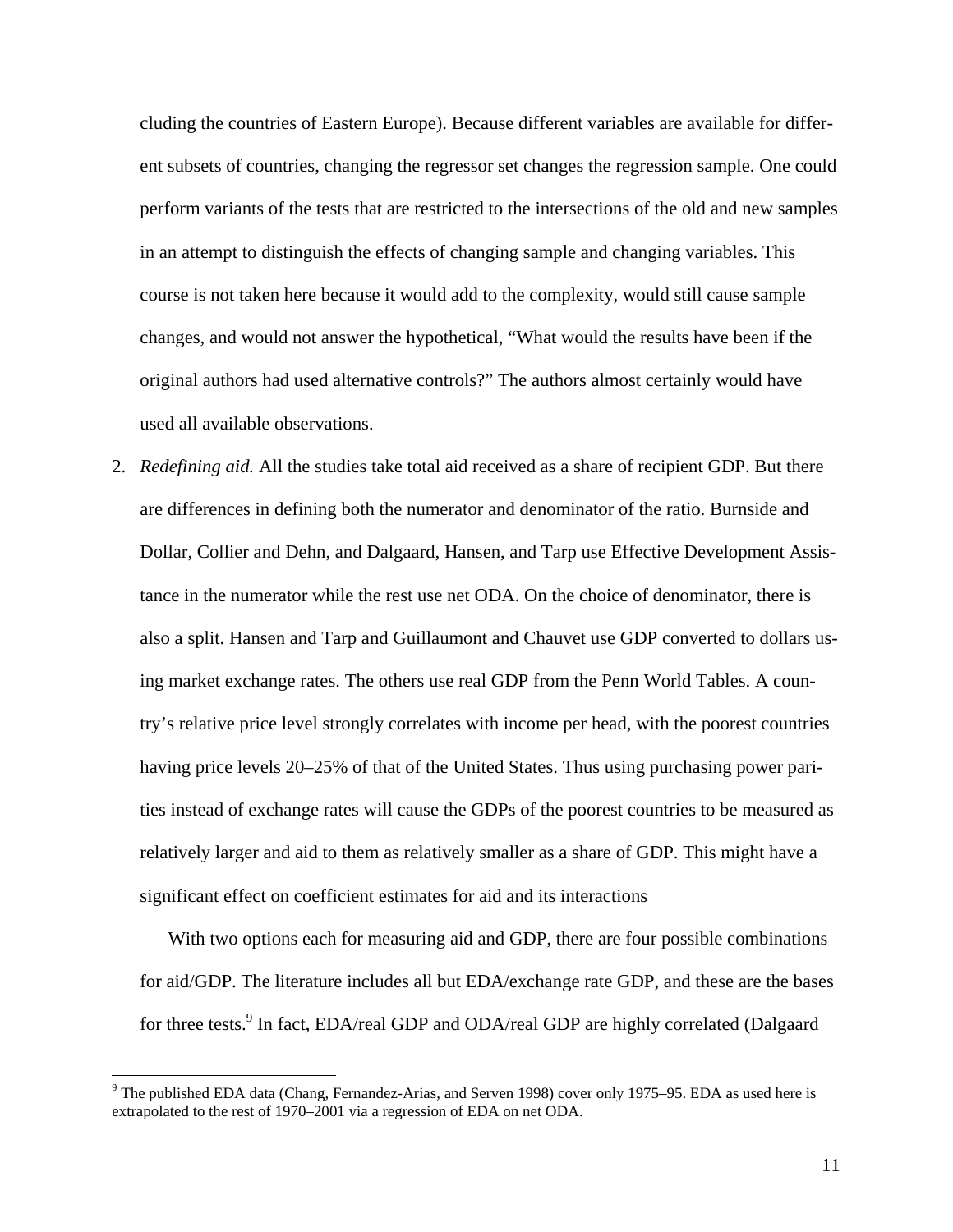cluding the countries of Eastern Europe). Because different variables are available for different subsets of countries, changing the regressor set changes the regression sample. One could perform variants of the tests that are restricted to the intersections of the old and new samples in an attempt to distinguish the effects of changing sample and changing variables. This course is not taken here because it would add to the complexity, would still cause sample changes, and would not answer the hypothetical, "What would the results have been if the original authors had used alternative controls?" The authors almost certainly would have used all available observations.

2. *Redefining aid.* All the studies take total aid received as a share of recipient GDP. But there are differences in defining both the numerator and denominator of the ratio. Burnside and Dollar, Collier and Dehn, and Dalgaard, Hansen, and Tarp use Effective Development Assistance in the numerator while the rest use net ODA. On the choice of denominator, there is also a split. Hansen and Tarp and Guillaumont and Chauvet use GDP converted to dollars using market exchange rates. The others use real GDP from the Penn World Tables. A country's relative price level strongly correlates with income per head, with the poorest countries having price levels 20–25% of that of the United States. Thus using purchasing power parities instead of exchange rates will cause the GDPs of the poorest countries to be measured as relatively larger and aid to them as relatively smaller as a share of GDP. This might have a significant effect on coefficient estimates for aid and its interactions

   With two options each for measuring aid and GDP, there are four possible combinations for aid/GDP. The literature includes all but EDA/exchange rate GDP, and these are the bases for three tests.[9] In fact, EDA/real GDP and ODA/real GDP are highly correlated (Dalgaard

[9] The published EDA data (Chang, Fernandez-Arias, and Serven 1998) cover only 1975–95. EDA as used here is extrapolated to the rest of 1970–2001 via a regression of EDA on net ODA.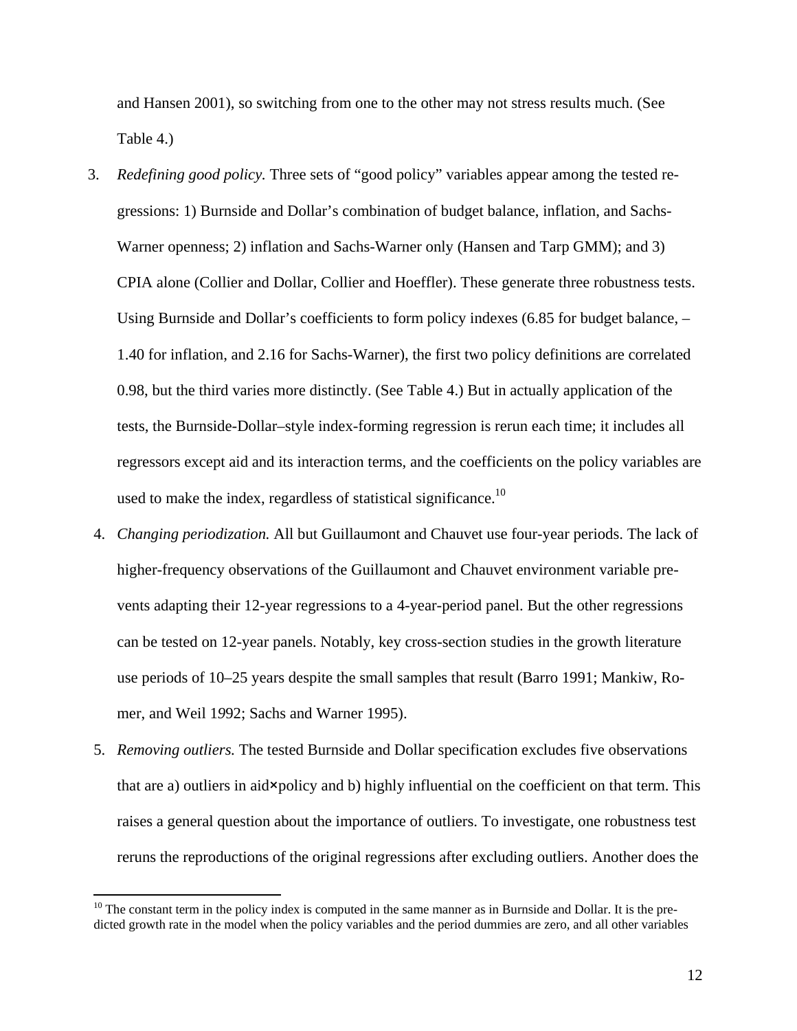and Hansen 2001), so switching from one to the other may not stress results much. (See Table 4.)

3. *Redefining good policy.* Three sets of "good policy" variables appear among the tested regressions: 1) Burnside and Dollar's combination of budget balance, inflation, and Sachs-Warner openness; 2) inflation and Sachs-Warner only (Hansen and Tarp GMM); and 3) CPIA alone (Collier and Dollar, Collier and Hoeffler). These generate three robustness tests. Using Burnside and Dollar's coefficients to form policy indexes (6.85 for budget balance, –1.40 for inflation, and 2.16 for Sachs-Warner), the first two policy definitions are correlated 0.98, but the third varies more distinctly. (See Table 4.) But in actually application of the tests, the Burnside-Dollar–style index-forming regression is rerun each time; it includes all regressors except aid and its interaction terms, and the coefficients on the policy variables are used to make the index, regardless of statistical significance.[10]

4. *Changing periodization.* All but Guillaumont and Chauvet use four-year periods. The lack of higher-frequency observations of the Guillaumont and Chauvet environment variable prevents adapting their 12-year regressions to a 4-year-period panel. But the other regressions can be tested on 12-year panels. Notably, key cross-section studies in the growth literature use periods of 10–25 years despite the small samples that result (Barro 1991; Mankiw, Romer, and Weil 1992; Sachs and Warner 1995).

5. *Removing outliers.* The tested Burnside and Dollar specification excludes five observations that are a) outliers in aid×policy and b) highly influential on the coefficient on that term. This raises a general question about the importance of outliers. To investigate, one robustness test reruns the reproductions of the original regressions after excluding outliers. Another does the

[10] The constant term in the policy index is computed in the same manner as in Burnside and Dollar. It is the predicted growth rate in the model when the policy variables and the period dummies are zero, and all other variables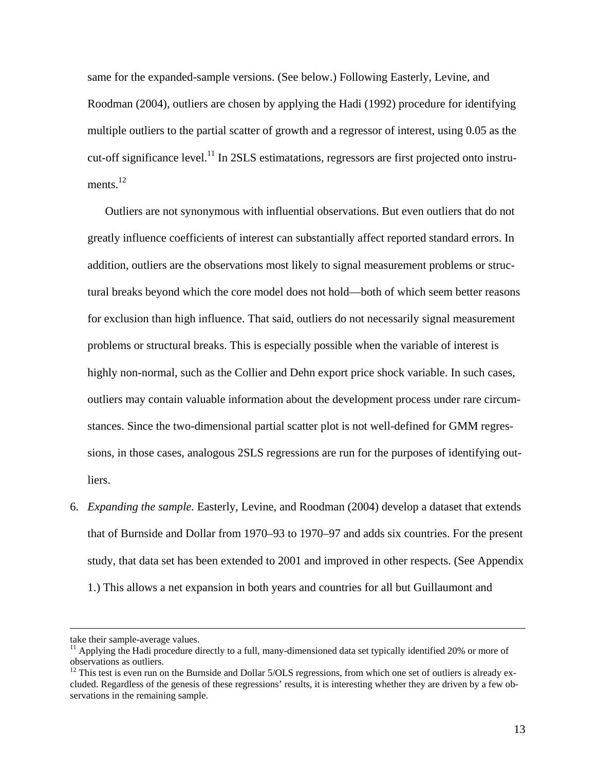same for the expanded-sample versions. (See below.) Following Easterly, Levine, and Roodman (2004), outliers are chosen by applying the Hadi (1992) procedure for identifying multiple outliers to the partial scatter of growth and a regressor of interest, using 0.05 as the cut-off significance level.[11] In 2SLS estimatations, regressors are first projected onto instruments.[12]

Outliers are not synonymous with influential observations. But even outliers that do not greatly influence coefficients of interest can substantially affect reported standard errors. In addition, outliers are the observations most likely to signal measurement problems or structural breaks beyond which the core model does not hold—both of which seem better reasons for exclusion than high influence. That said, outliers do not necessarily signal measurement problems or structural breaks. This is especially possible when the variable of interest is highly non-normal, such as the Collier and Dehn export price shock variable. In such cases, outliers may contain valuable information about the development process under rare circumstances. Since the two-dimensional partial scatter plot is not well-defined for GMM regressions, in those cases, analogous 2SLS regressions are run for the purposes of identifying outliers.

6. *Expanding the sample.* Easterly, Levine, and Roodman (2004) develop a dataset that extends that of Burnside and Dollar from 1970–93 to 1970–97 and adds six countries. For the present study, that data set has been extended to 2001 and improved in other respects. (See Appendix 1.) This allows a net expansion in both years and countries for all but Guillaumont and

---

take their sample-average values.

[11] Applying the Hadi procedure directly to a full, many-dimensioned data set typically identified 20% or more of observations as outliers.

[12] This test is even run on the Burnside and Dollar 5/OLS regressions, from which one set of outliers is already excluded. Regardless of the genesis of these regressions' results, it is interesting whether they are driven by a few observations in the remaining sample.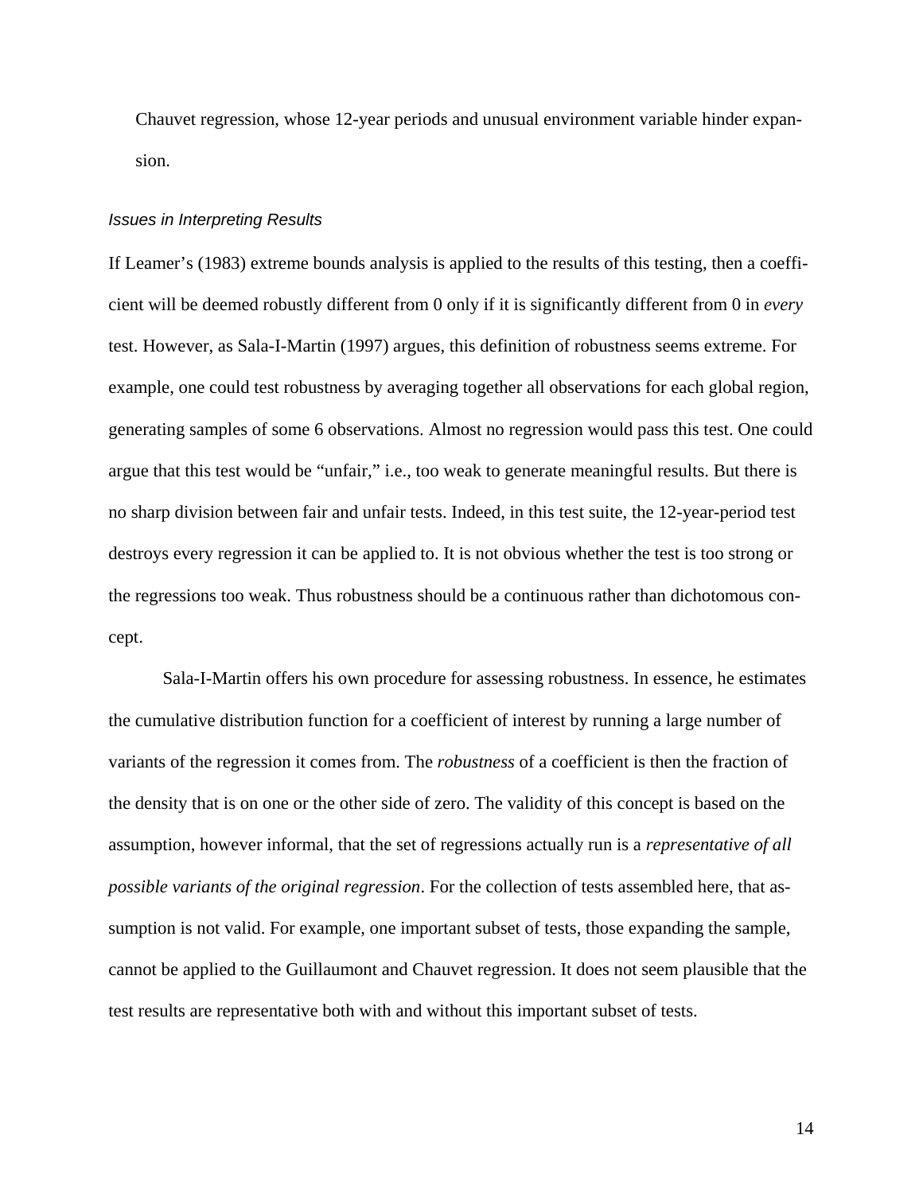Chauvet regression, whose 12-year periods and unusual environment variable hinder expansion.

### *Issues in Interpreting Results*

If Leamer's (1983) extreme bounds analysis is applied to the results of this testing, then a coefficient will be deemed robustly different from 0 only if it is significantly different from 0 in *every* test. However, as Sala-I-Martin (1997) argues, this definition of robustness seems extreme. For example, one could test robustness by averaging together all observations for each global region, generating samples of some 6 observations. Almost no regression would pass this test. One could argue that this test would be "unfair," i.e., too weak to generate meaningful results. But there is no sharp division between fair and unfair tests. Indeed, in this test suite, the 12-year-period test destroys every regression it can be applied to. It is not obvious whether the test is too strong or the regressions too weak. Thus robustness should be a continuous rather than dichotomous concept.

Sala-I-Martin offers his own procedure for assessing robustness. In essence, he estimates the cumulative distribution function for a coefficient of interest by running a large number of variants of the regression it comes from. The *robustness* of a coefficient is then the fraction of the density that is on one or the other side of zero. The validity of this concept is based on the assumption, however informal, that the set of regressions actually run is a *representative of all possible variants of the original regression*. For the collection of tests assembled here, that assumption is not valid. For example, one important subset of tests, those expanding the sample, cannot be applied to the Guillaumont and Chauvet regression. It does not seem plausible that the test results are representative both with and without this important subset of tests.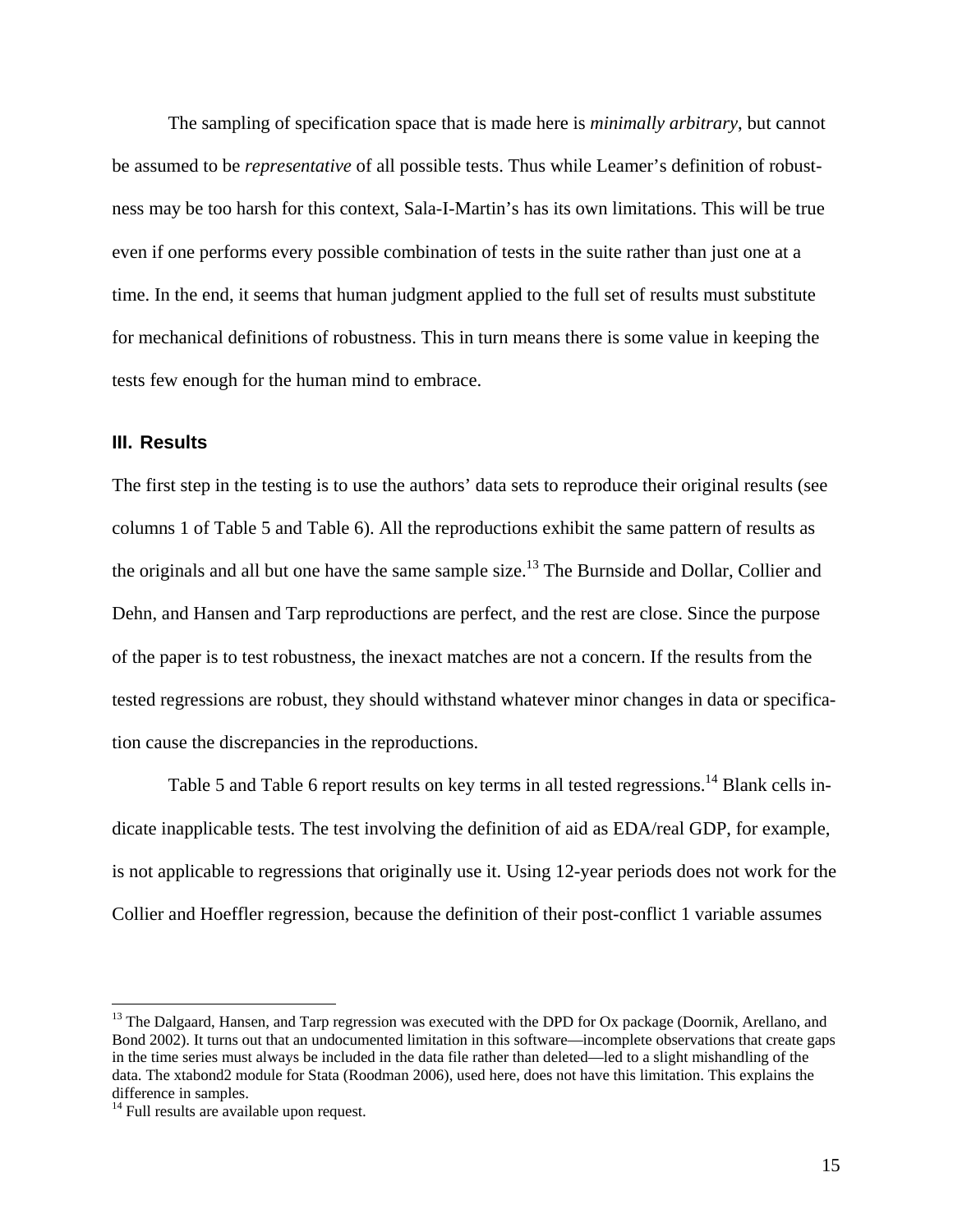The sampling of specification space that is made here is *minimally arbitrary*, but cannot be assumed to be *representative* of all possible tests. Thus while Leamer's definition of robustness may be too harsh for this context, Sala-I-Martin's has its own limitations. This will be true even if one performs every possible combination of tests in the suite rather than just one at a time. In the end, it seems that human judgment applied to the full set of results must substitute for mechanical definitions of robustness. This in turn means there is some value in keeping the tests few enough for the human mind to embrace.

## III. Results

The first step in the testing is to use the authors' data sets to reproduce their original results (see columns 1 of Table 5 and Table 6). All the reproductions exhibit the same pattern of results as the originals and all but one have the same sample size.[13] The Burnside and Dollar, Collier and Dehn, and Hansen and Tarp reproductions are perfect, and the rest are close. Since the purpose of the paper is to test robustness, the inexact matches are not a concern. If the results from the tested regressions are robust, they should withstand whatever minor changes in data or specification cause the discrepancies in the reproductions.

Table 5 and Table 6 report results on key terms in all tested regressions.[14] Blank cells indicate inapplicable tests. The test involving the definition of aid as EDA/real GDP, for example, is not applicable to regressions that originally use it. Using 12-year periods does not work for the Collier and Hoeffler regression, because the definition of their post-conflict 1 variable assumes

---

[13] The Dalgaard, Hansen, and Tarp regression was executed with the DPD for Ox package (Doornik, Arellano, and Bond 2002). It turns out that an undocumented limitation in this software—incomplete observations that create gaps in the time series must always be included in the data file rather than deleted—led to a slight mishandling of the data. The xtabond2 module for Stata (Roodman 2006), used here, does not have this limitation. This explains the difference in samples.

[14] Full results are available upon request.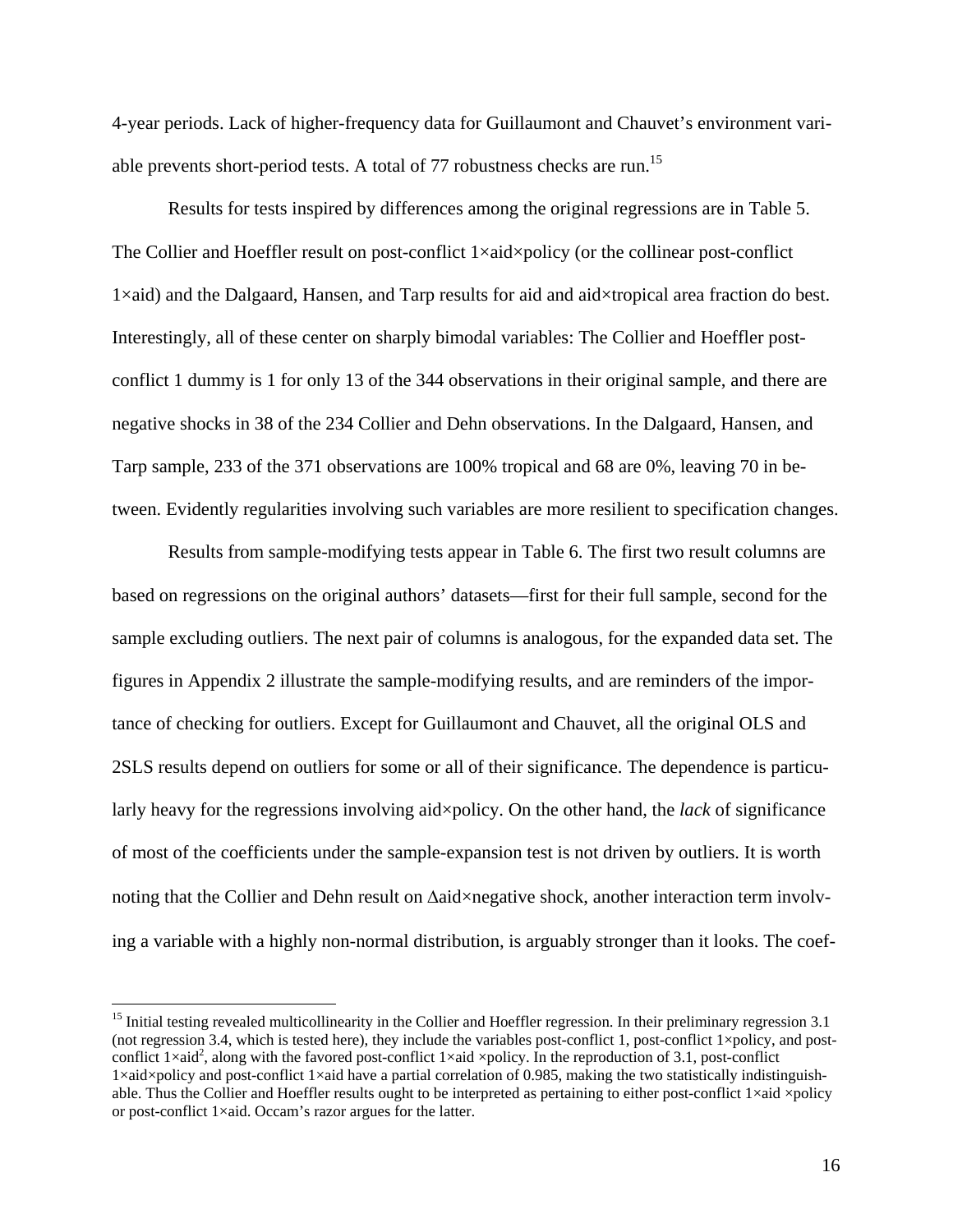4-year periods. Lack of higher-frequency data for Guillaumont and Chauvet's environment variable prevents short-period tests. A total of 77 robustness checks are run.[15]

Results for tests inspired by differences among the original regressions are in Table 5. The Collier and Hoeffler result on post-conflict 1×aid×policy (or the collinear post-conflict 1×aid) and the Dalgaard, Hansen, and Tarp results for aid and aid×tropical area fraction do best. Interestingly, all of these center on sharply bimodal variables: The Collier and Hoeffler post-conflict 1 dummy is 1 for only 13 of the 344 observations in their original sample, and there are negative shocks in 38 of the 234 Collier and Dehn observations. In the Dalgaard, Hansen, and Tarp sample, 233 of the 371 observations are 100% tropical and 68 are 0%, leaving 70 in between. Evidently regularities involving such variables are more resilient to specification changes.

Results from sample-modifying tests appear in Table 6. The first two result columns are based on regressions on the original authors' datasets—first for their full sample, second for the sample excluding outliers. The next pair of columns is analogous, for the expanded data set. The figures in Appendix 2 illustrate the sample-modifying results, and are reminders of the importance of checking for outliers. Except for Guillaumont and Chauvet, all the original OLS and 2SLS results depend on outliers for some or all of their significance. The dependence is particularly heavy for the regressions involving aid×policy. On the other hand, the *lack* of significance of most of the coefficients under the sample-expansion test is not driven by outliers. It is worth noting that the Collier and Dehn result on Δaid×negative shock, another interaction term involving a variable with a highly non-normal distribution, is arguably stronger than it looks. The coef-

[15] Initial testing revealed multicollinearity in the Collier and Hoeffler regression. In their preliminary regression 3.1 (not regression 3.4, which is tested here), they include the variables post-conflict 1, post-conflict 1×policy, and post-conflict 1×aid$^2$, along with the favored post-conflict 1×aid ×policy. In the reproduction of 3.1, post-conflict 1×aid×policy and post-conflict 1×aid have a partial correlation of 0.985, making the two statistically indistinguishable. Thus the Collier and Hoeffler results ought to be interpreted as pertaining to either post-conflict 1×aid ×policy or post-conflict 1×aid. Occam's razor argues for the latter.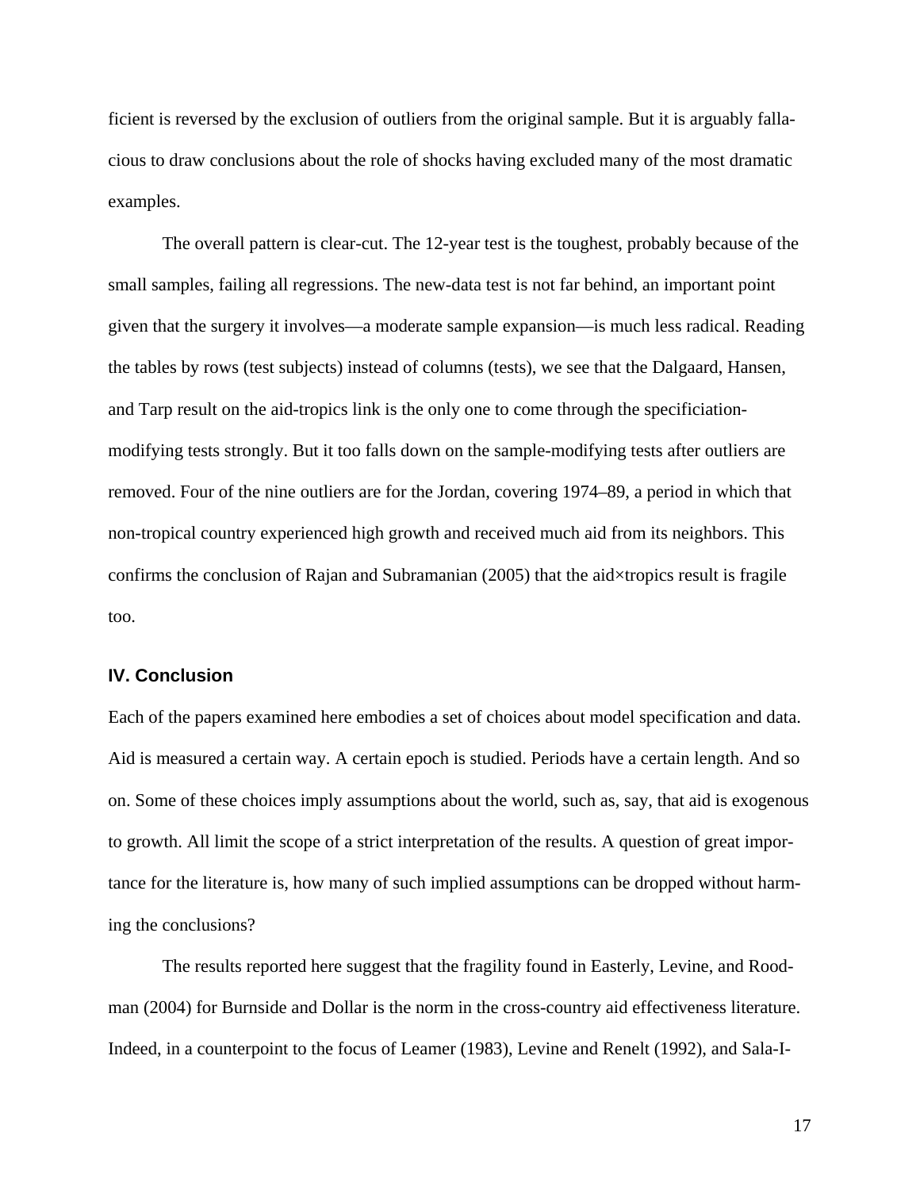ficient is reversed by the exclusion of outliers from the original sample. But it is arguably fallacious to draw conclusions about the role of shocks having excluded many of the most dramatic examples.

The overall pattern is clear-cut. The 12-year test is the toughest, probably because of the small samples, failing all regressions. The new-data test is not far behind, an important point given that the surgery it involves—a moderate sample expansion—is much less radical. Reading the tables by rows (test subjects) instead of columns (tests), we see that the Dalgaard, Hansen, and Tarp result on the aid-tropics link is the only one to come through the specificiation-modifying tests strongly. But it too falls down on the sample-modifying tests after outliers are removed. Four of the nine outliers are for the Jordan, covering 1974–89, a period in which that non-tropical country experienced high growth and received much aid from its neighbors. This confirms the conclusion of Rajan and Subramanian (2005) that the aid×tropics result is fragile too.

## IV. Conclusion

Each of the papers examined here embodies a set of choices about model specification and data. Aid is measured a certain way. A certain epoch is studied. Periods have a certain length. And so on. Some of these choices imply assumptions about the world, such as, say, that aid is exogenous to growth. All limit the scope of a strict interpretation of the results. A question of great importance for the literature is, how many of such implied assumptions can be dropped without harming the conclusions?

The results reported here suggest that the fragility found in Easterly, Levine, and Roodman (2004) for Burnside and Dollar is the norm in the cross-country aid effectiveness literature. Indeed, in a counterpoint to the focus of Leamer (1983), Levine and Renelt (1992), and Sala-I-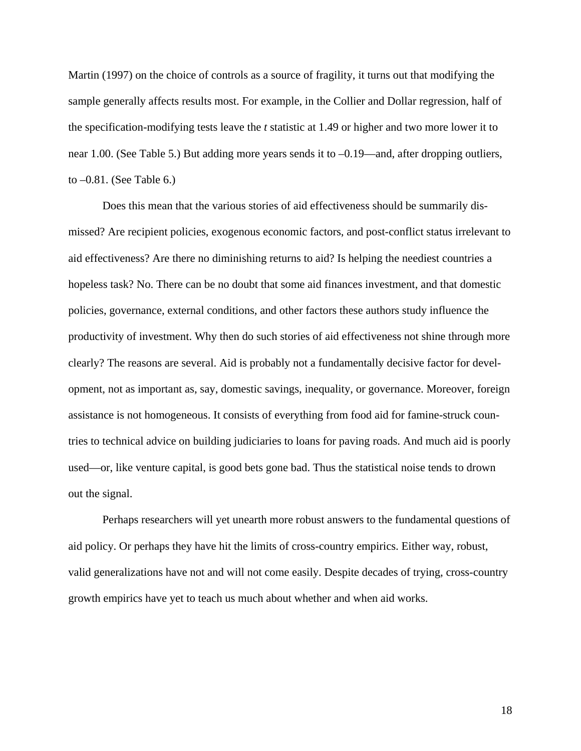Martin (1997) on the choice of controls as a source of fragility, it turns out that modifying the sample generally affects results most. For example, in the Collier and Dollar regression, half of the specification-modifying tests leave the *t* statistic at 1.49 or higher and two more lower it to near 1.00. (See Table 5.) But adding more years sends it to –0.19—and, after dropping outliers, to –0.81. (See Table 6.)

Does this mean that the various stories of aid effectiveness should be summarily dismissed? Are recipient policies, exogenous economic factors, and post-conflict status irrelevant to aid effectiveness? Are there no diminishing returns to aid? Is helping the neediest countries a hopeless task? No. There can be no doubt that some aid finances investment, and that domestic policies, governance, external conditions, and other factors these authors study influence the productivity of investment. Why then do such stories of aid effectiveness not shine through more clearly? The reasons are several. Aid is probably not a fundamentally decisive factor for development, not as important as, say, domestic savings, inequality, or governance. Moreover, foreign assistance is not homogeneous. It consists of everything from food aid for famine-struck countries to technical advice on building judiciaries to loans for paving roads. And much aid is poorly used—or, like venture capital, is good bets gone bad. Thus the statistical noise tends to drown out the signal.

Perhaps researchers will yet unearth more robust answers to the fundamental questions of aid policy. Or perhaps they have hit the limits of cross-country empirics. Either way, robust, valid generalizations have not and will not come easily. Despite decades of trying, cross-country growth empirics have yet to teach us much about whether and when aid works.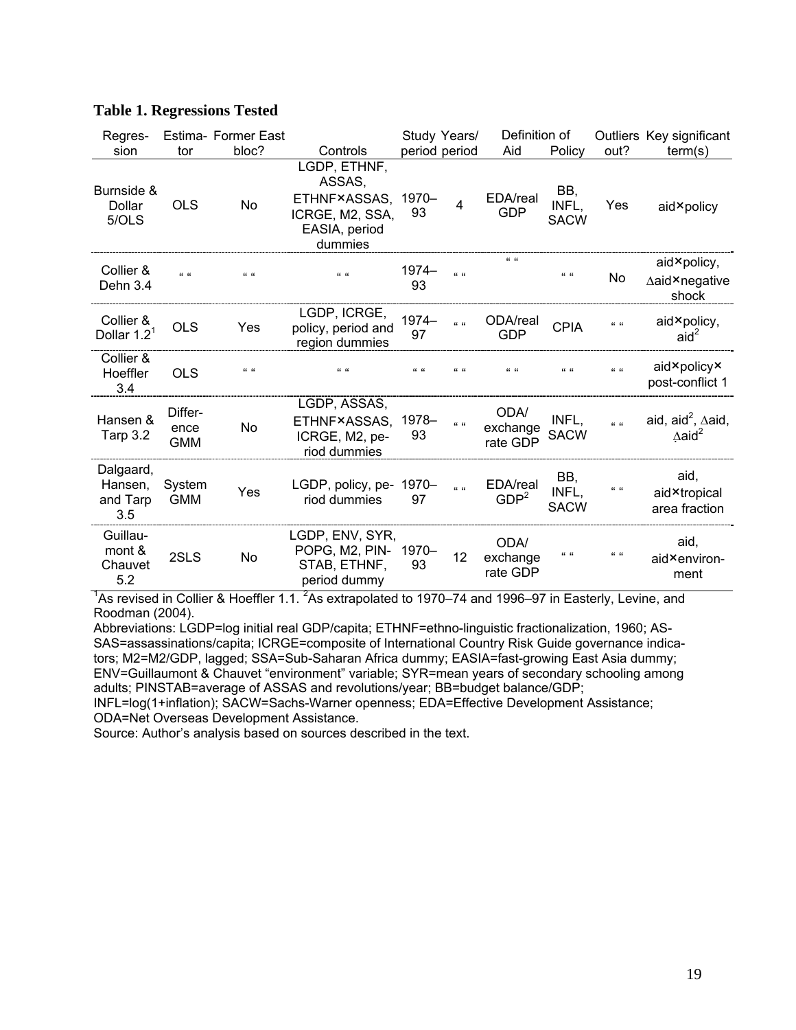### Table 1. Regressions Tested

| Regression | Estimator | Former East bloc? | Controls | Study period | Years/ period | Definition of Aid | Definition of Policy | Outliers out? | Key significant term(s) |
|---|---|---|---|---|---|---|---|---|---|
| Burnside & Dollar 5/OLS | OLS | No | LGDP, ETHNF, ASSAS, ETHNF×ASSAS, ICRGE, M2, SSA, EASIA, period dummies | 1970–93 | 4 | EDA/real GDP | BB, INFL, SACW | Yes | aid×policy |
| Collier & Dehn 3.4 | " " | " " | " " | 1974–93 | " " | " " | " " | No | aid×policy, $\Delta$aid×negative shock |
| Collier & Dollar 1.2[1] | OLS | Yes | LGDP, ICRGE, policy, period and region dummies | 1974–97 | " " | ODA/real GDP | CPIA | " " | aid×policy, aid$^2$ |
| Collier & Hoeffler 3.4 | OLS | " " | " " | " " | " " | " " | " " | " " | aid×policy× post-conflict 1 |
| Hansen & Tarp 3.2 | Difference GMM | No | LGDP, ASSAS, ETHNF×ASSAS, ICRGE, M2, period dummies | 1978–93 | " " | ODA/ exchange rate GDP | INFL, SACW | " " | aid, aid$^2$, $\Delta$aid, $\Delta$aid$^2$ |
| Dalgaard, Hansen, and Tarp 3.5 | System GMM | Yes | LGDP, policy, period dummies | 1970–97 | " " | EDA/real GDP[2] | BB, INFL, SACW | " " | aid, aid×tropical area fraction |
| Guillaumont & Chauvet 5.2 | 2SLS | No | LGDP, ENV, SYR, POPG, M2, PINSTAB, ETHNF, period dummy | 1970–93 | 12 | ODA/ exchange rate GDP | " " | " " | aid, aid×environment |

[1]As revised in Collier & Hoeffler 1.1. [2]As extrapolated to 1970–74 and 1996–97 in Easterly, Levine, and Roodman (2004).

Abbreviations: LGDP=log initial real GDP/capita; ETHNF=ethno-linguistic fractionalization, 1960; ASSAS=assassinations/capita; ICRGE=composite of International Country Risk Guide governance indicators; M2=M2/GDP, lagged; SSA=Sub-Saharan Africa dummy; EASIA=fast-growing East Asia dummy; ENV=Guillaumont & Chauvet "environment" variable; SYR=mean years of secondary schooling among adults; PINSTAB=average of ASSAS and revolutions/year; BB=budget balance/GDP; INFL=log(1+inflation); SACW=Sachs-Warner openness; EDA=Effective Development Assistance; ODA=Net Overseas Development Assistance.

Source: Author's analysis based on sources described in the text.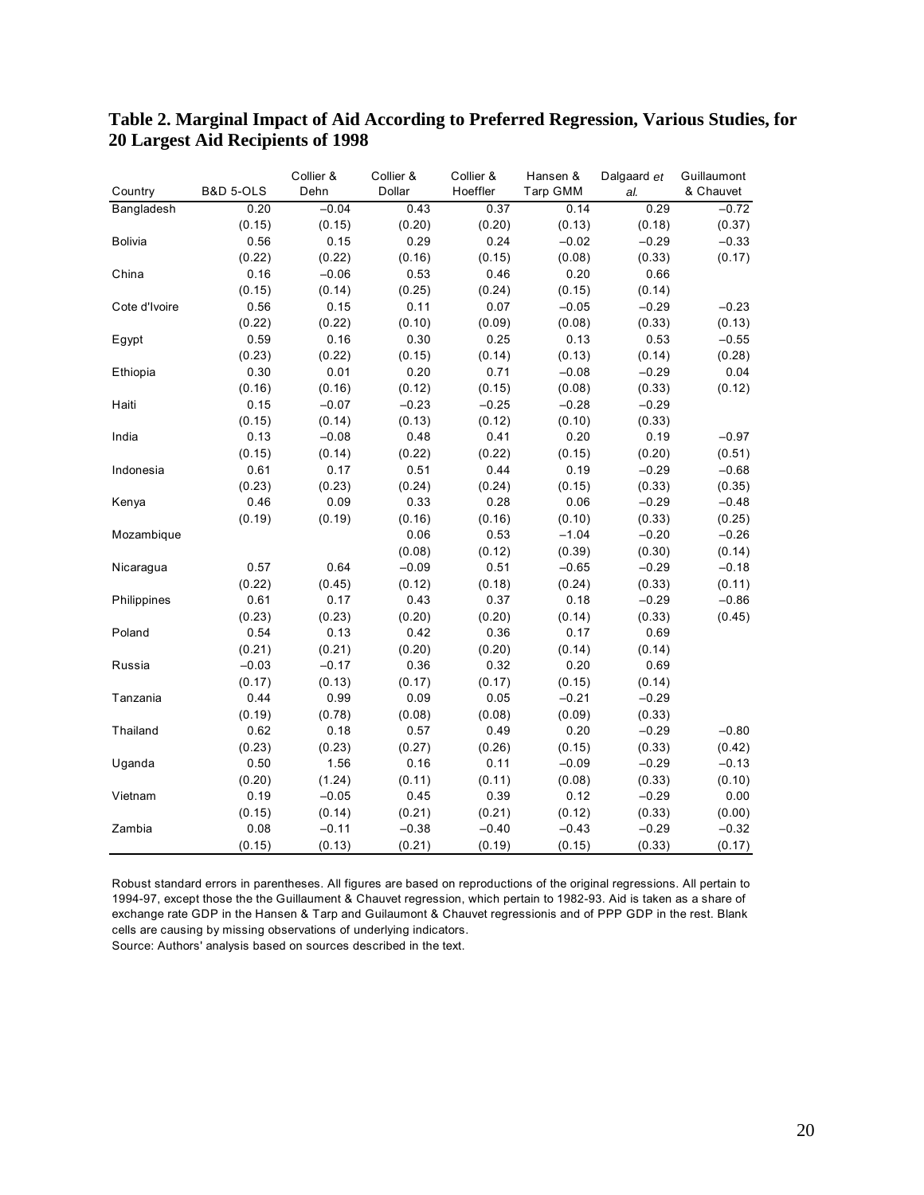## Table 2. Marginal Impact of Aid According to Preferred Regression, Various Studies, for 20 Largest Aid Recipients of 1998

| Country | B&D 5-OLS | Collier & Dehn | Collier & Dollar | Collier & Hoeffler | Hansen & Tarp GMM | Dalgaard *et al.* | Guillaumont & Chauvet |
|---|---|---|---|---|---|---|---|
| Bangladesh | 0.20 | −0.04 | 0.43 | 0.37 | 0.14 | 0.29 | −0.72 |
| | (0.15) | (0.15) | (0.20) | (0.20) | (0.13) | (0.18) | (0.37) |
| Bolivia | 0.56 | 0.15 | 0.29 | 0.24 | −0.02 | −0.29 | −0.33 |
| | (0.22) | (0.22) | (0.16) | (0.15) | (0.08) | (0.33) | (0.17) |
| China | 0.16 | −0.06 | 0.53 | 0.46 | 0.20 | 0.66 | |
| | (0.15) | (0.14) | (0.25) | (0.24) | (0.15) | (0.14) | |
| Cote d'Ivoire | 0.56 | 0.15 | 0.11 | 0.07 | −0.05 | −0.29 | −0.23 |
| | (0.22) | (0.22) | (0.10) | (0.09) | (0.08) | (0.33) | (0.13) |
| Egypt | 0.59 | 0.16 | 0.30 | 0.25 | 0.13 | 0.53 | −0.55 |
| | (0.23) | (0.22) | (0.15) | (0.14) | (0.13) | (0.14) | (0.28) |
| Ethiopia | 0.30 | 0.01 | 0.20 | 0.71 | −0.08 | −0.29 | 0.04 |
| | (0.16) | (0.16) | (0.12) | (0.15) | (0.08) | (0.33) | (0.12) |
| Haiti | 0.15 | −0.07 | −0.23 | −0.25 | −0.28 | −0.29 | |
| | (0.15) | (0.14) | (0.13) | (0.12) | (0.10) | (0.33) | |
| India | 0.13 | −0.08 | 0.48 | 0.41 | 0.20 | 0.19 | −0.97 |
| | (0.15) | (0.14) | (0.22) | (0.22) | (0.15) | (0.20) | (0.51) |
| Indonesia | 0.61 | 0.17 | 0.51 | 0.44 | 0.19 | −0.29 | −0.68 |
| | (0.23) | (0.23) | (0.24) | (0.24) | (0.15) | (0.33) | (0.35) |
| Kenya | 0.46 | 0.09 | 0.33 | 0.28 | 0.06 | −0.29 | −0.48 |
| | (0.19) | (0.19) | (0.16) | (0.16) | (0.10) | (0.33) | (0.25) |
| Mozambique | | | 0.06 | 0.53 | −1.04 | −0.20 | −0.26 |
| | | | (0.08) | (0.12) | (0.39) | (0.30) | (0.14) |
| Nicaragua | 0.57 | 0.64 | −0.09 | 0.51 | −0.65 | −0.29 | −0.18 |
| | (0.22) | (0.45) | (0.12) | (0.18) | (0.24) | (0.33) | (0.11) |
| Philippines | 0.61 | 0.17 | 0.43 | 0.37 | 0.18 | −0.29 | −0.86 |
| | (0.23) | (0.23) | (0.20) | (0.20) | (0.14) | (0.33) | (0.45) |
| Poland | 0.54 | 0.13 | 0.42 | 0.36 | 0.17 | 0.69 | |
| | (0.21) | (0.21) | (0.20) | (0.20) | (0.14) | (0.14) | |
| Russia | −0.03 | −0.17 | 0.36 | 0.32 | 0.20 | 0.69 | |
| | (0.17) | (0.13) | (0.17) | (0.17) | (0.15) | (0.14) | |
| Tanzania | 0.44 | 0.99 | 0.09 | 0.05 | −0.21 | −0.29 | |
| | (0.19) | (0.78) | (0.08) | (0.08) | (0.09) | (0.33) | |
| Thailand | 0.62 | 0.18 | 0.57 | 0.49 | 0.20 | −0.29 | −0.80 |
| | (0.23) | (0.23) | (0.27) | (0.26) | (0.15) | (0.33) | (0.42) |
| Uganda | 0.50 | 1.56 | 0.16 | 0.11 | −0.09 | −0.29 | −0.13 |
| | (0.20) | (1.24) | (0.11) | (0.11) | (0.08) | (0.33) | (0.10) |
| Vietnam | 0.19 | −0.05 | 0.45 | 0.39 | 0.12 | −0.29 | 0.00 |
| | (0.15) | (0.14) | (0.21) | (0.21) | (0.12) | (0.33) | (0.00) |
| Zambia | 0.08 | −0.11 | −0.38 | −0.40 | −0.43 | −0.29 | −0.32 |
| | (0.15) | (0.13) | (0.21) | (0.19) | (0.15) | (0.33) | (0.17) |

Robust standard errors in parentheses. All figures are based on reproductions of the original regressions. All pertain to 1994-97, except those the the Guillaument & Chauvet regression, which pertain to 1982-93. Aid is taken as a share of exchange rate GDP in the Hansen & Tarp and Guilaumont & Chauvet regressionis and of PPP GDP in the rest. Blank cells are causing by missing observations of underlying indicators.

Source: Authors' analysis based on sources described in the text.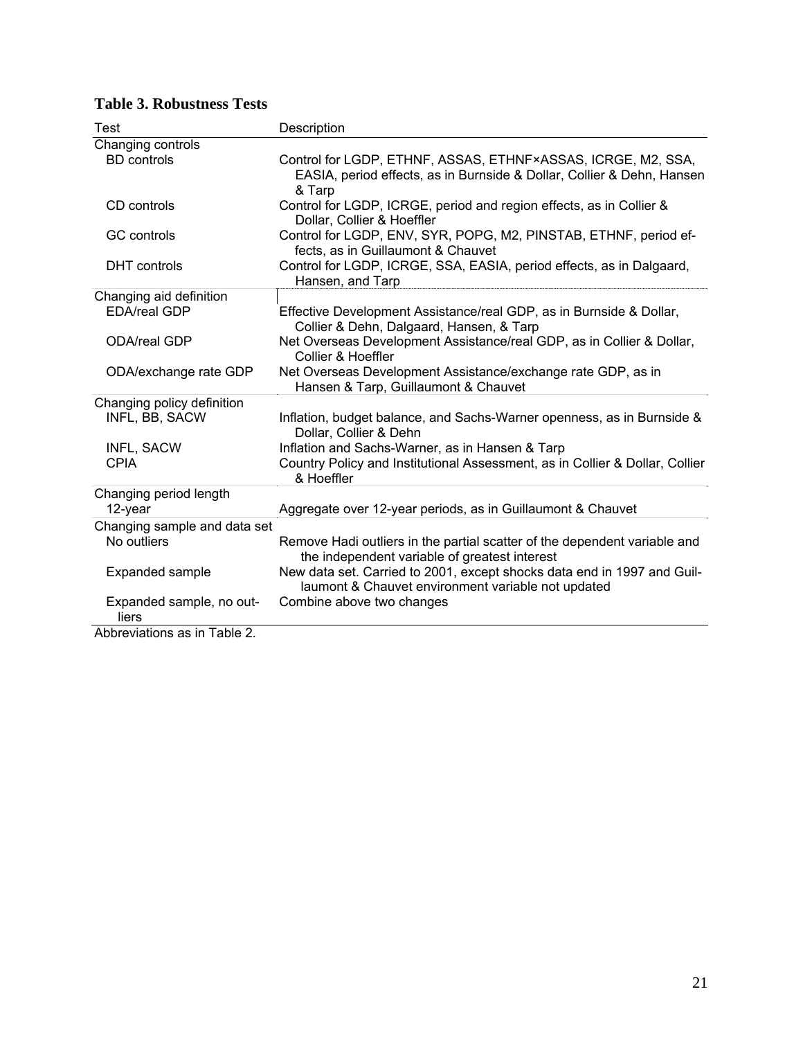**Table 3. Robustness Tests**

| Test | Description |
|---|---|
| Changing controls | |
| BD controls | Control for LGDP, ETHNF, ASSAS, ETHNF×ASSAS, ICRGE, M2, SSA, EASIA, period effects, as in Burnside & Dollar, Collier & Dehn, Hansen & Tarp |
| CD controls | Control for LGDP, ICRGE, period and region effects, as in Collier & Dollar, Collier & Hoeffler |
| GC controls | Control for LGDP, ENV, SYR, POPG, M2, PINSTAB, ETHNF, period effects, as in Guillaumont & Chauvet |
| DHT controls | Control for LGDP, ICRGE, SSA, EASIA, period effects, as in Dalgaard, Hansen, and Tarp |
| Changing aid definition | |
| EDA/real GDP | Effective Development Assistance/real GDP, as in Burnside & Dollar, Collier & Dehn, Dalgaard, Hansen, & Tarp |
| ODA/real GDP | Net Overseas Development Assistance/real GDP, as in Collier & Dollar, Collier & Hoeffler |
| ODA/exchange rate GDP | Net Overseas Development Assistance/exchange rate GDP, as in Hansen & Tarp, Guillaumont & Chauvet |
| Changing policy definition | |
| INFL, BB, SACW | Inflation, budget balance, and Sachs-Warner openness, as in Burnside & Dollar, Collier & Dehn |
| INFL, SACW | Inflation and Sachs-Warner, as in Hansen & Tarp |
| CPIA | Country Policy and Institutional Assessment, as in Collier & Dollar, Collier & Hoeffler |
| Changing period length | |
| 12-year | Aggregate over 12-year periods, as in Guillaumont & Chauvet |
| Changing sample and data set | |
| No outliers | Remove Hadi outliers in the partial scatter of the dependent variable and the independent variable of greatest interest |
| Expanded sample | New data set. Carried to 2001, except shocks data end in 1997 and Guillaumont & Chauvet environment variable not updated |
| Expanded sample, no outliers | Combine above two changes |

Abbreviations as in Table 2.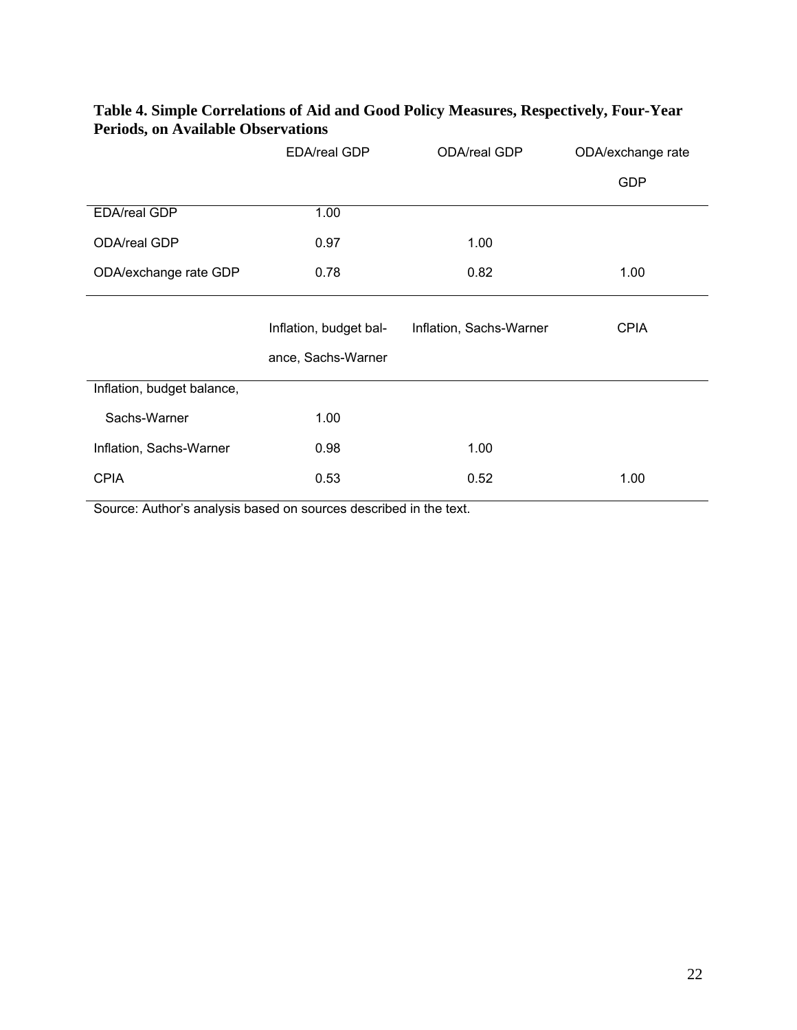**Table 4. Simple Correlations of Aid and Good Policy Measures, Respectively, Four-Year Periods, on Available Observations**

| | EDA/real GDP | ODA/real GDP | ODA/exchange rate GDP |
|---|---|---|---|
| EDA/real GDP | 1.00 | | |
| ODA/real GDP | 0.97 | 1.00 | |
| ODA/exchange rate GDP | 0.78 | 0.82 | 1.00 |

| | Inflation, budget balance, Sachs-Warner | Inflation, Sachs-Warner | CPIA |
|---|---|---|---|
| Inflation, budget balance, Sachs-Warner | 1.00 | | |
| Inflation, Sachs-Warner | 0.98 | 1.00 | |
| CPIA | 0.53 | 0.52 | 1.00 |

Source: Author's analysis based on sources described in the text.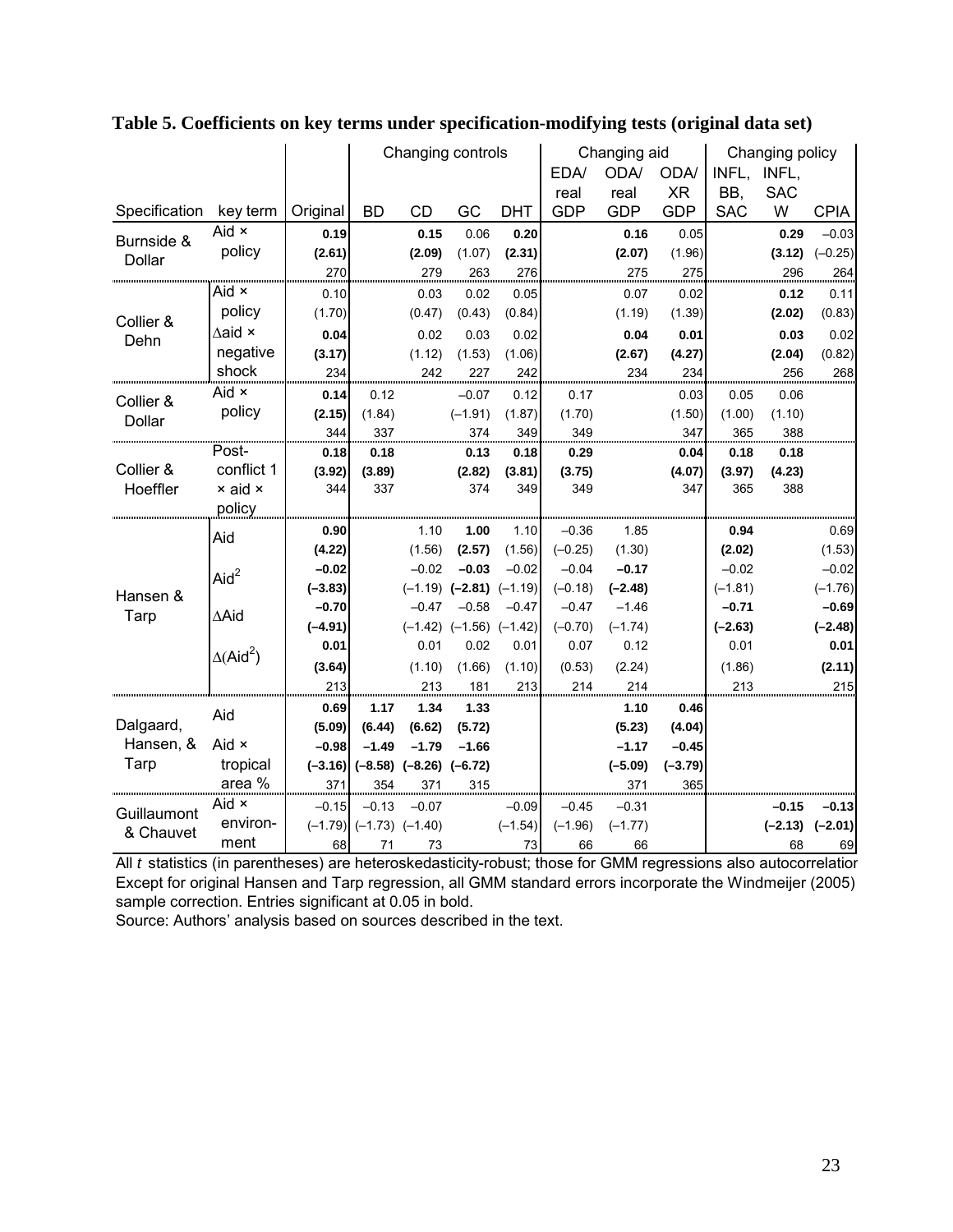**Table 5. Coefficients on key terms under specification-modifying tests (original data set)**

| Specification | key term | Original | Changing controls | | | | Changing aid | | | Changing policy | | |
|---|---|---|---|---|---|---|---|---|---|---|---|---|
| | | | BD | CD | GC | DHT | EDA/ real GDP | ODA/ real GDP | ODA/ XR GDP | INFL, BB, SAC | INFL, SAC W | CPIA |
| Burnside & Dollar | Aid × policy | **0.19** | | **0.15** | 0.06 | **0.20** | | **0.16** | 0.05 | | **0.29** | −0.03 |
| | | **(2.61)** | | **(2.09)** | (1.07) | **(2.31)** | | **(2.07)** | (1.96) | | **(3.12)** | (−0.25) |
| | | 270 | | 279 | 263 | 276 | | 275 | 275 | | 296 | 264 |
| Collier & Dehn | Aid × policy | 0.10 | | 0.03 | 0.02 | 0.05 | | 0.07 | 0.02 | | **0.12** | 0.11 |
| | | (1.70) | | (0.47) | (0.43) | (0.84) | | (1.19) | (1.39) | | **(2.02)** | (0.83) |
| | Δaid × negative shock | **0.04** | | 0.02 | 0.03 | 0.02 | | **0.04** | **0.01** | | **0.03** | 0.02 |
| | | **(3.17)** | | (1.12) | (1.53) | (1.06) | | **(2.67)** | **(4.27)** | | **(2.04)** | (0.82) |
| | | 234 | | 242 | 227 | 242 | | 234 | 234 | | 256 | 268 |
| Collier & Dollar | Aid × policy | **0.14** | 0.12 | | −0.07 | 0.12 | 0.17 | | 0.03 | 0.05 | 0.06 | |
| | | **(2.15)** | (1.84) | | (−1.91) | (1.87) | (1.70) | | (1.50) | (1.00) | (1.10) | |
| | | 344 | 337 | | 374 | 349 | 349 | | 347 | 365 | 388 | |
| Collier & Hoeffler | Post-conflict 1 × aid × policy | **0.18** | **0.18** | | **0.13** | **0.18** | **0.29** | | **0.04** | **0.18** | **0.18** | |
| | | **(3.92)** | **(3.89)** | | **(2.82)** | **(3.81)** | **(3.75)** | | **(4.07)** | **(3.97)** | **(4.23)** | |
| | | 344 | 337 | | 374 | 349 | 349 | | 347 | 365 | 388 | |
| Hansen & Tarp | Aid | **0.90** | | 1.10 | **1.00** | 1.10 | −0.36 | 1.85 | | **0.94** | | 0.69 |
| | | **(4.22)** | | (1.56) | **(2.57)** | (1.56) | (−0.25) | (1.30) | | **(2.02)** | | (1.53) |
| | $Aid^2$ | **−0.02** | | −0.02 | **−0.03** | −0.02 | −0.04 | **−0.17** | | −0.02 | | −0.02 |
| | | **(−3.83)** | | (−1.19) | **(−2.81)** | (−1.19) | (−0.18) | **(−2.48)** | | (−1.81) | | (−1.76) |
| | ΔAid | **−0.70** | | −0.47 | −0.58 | −0.47 | −0.47 | −1.46 | | **−0.71** | | **−0.69** |
| | | **(−4.91)** | | (−1.42) | (−1.56) | (−1.42) | (−0.70) | (−1.74) | | **(−2.63)** | | **(−2.48)** |
| | $\Delta(Aid^2)$ | **0.01** | | 0.01 | 0.02 | 0.01 | 0.07 | 0.12 | | 0.01 | | **0.01** |
| | | **(3.64)** | | (1.10) | (1.66) | (1.10) | (0.53) | (2.24) | | (1.86) | | **(2.11)** |
| | | 213 | | 213 | 181 | 213 | 214 | 214 | | 213 | | 215 |
| Dalgaard, Hansen, & Tarp | Aid | **0.69** | **1.17** | **1.34** | **1.33** | | | **1.10** | **0.46** | | | |
| | | **(5.09)** | **(6.44)** | **(6.62)** | **(5.72)** | | | **(5.23)** | **(4.04)** | | | |
| | Aid × tropical area % | **−0.98** | **−1.49** | **−1.79** | **−1.66** | | | **−1.17** | **−0.45** | | | |
| | | **(−3.16)** | **(−8.58)** | **(−8.26)** | **(−6.72)** | | | **(−5.09)** | **(−3.79)** | | | |
| | | 371 | 354 | 371 | 315 | | | 371 | 365 | | | |
| Guillaumont & Chauvet | Aid × environ-ment | −0.15 | −0.13 | −0.07 | | −0.09 | −0.45 | −0.31 | | | **−0.15** | **−0.13** |
| | | (−1.79) | (−1.73) | (−1.40) | | (−1.54) | (−1.96) | (−1.77) | | | **(−2.13)** | **(−2.01)** |
| | | 68 | 71 | 73 | | 73 | 66 | 66 | | | 68 | 69 |

All *t* statistics (in parentheses) are heteroskedasticity-robust; those for GMM regressions also autocorrelatior
Except for original Hansen and Tarp regression, all GMM standard errors incorporate the Windmeijer (2005) sample correction. Entries significant at 0.05 in bold.
Source: Authors' analysis based on sources described in the text.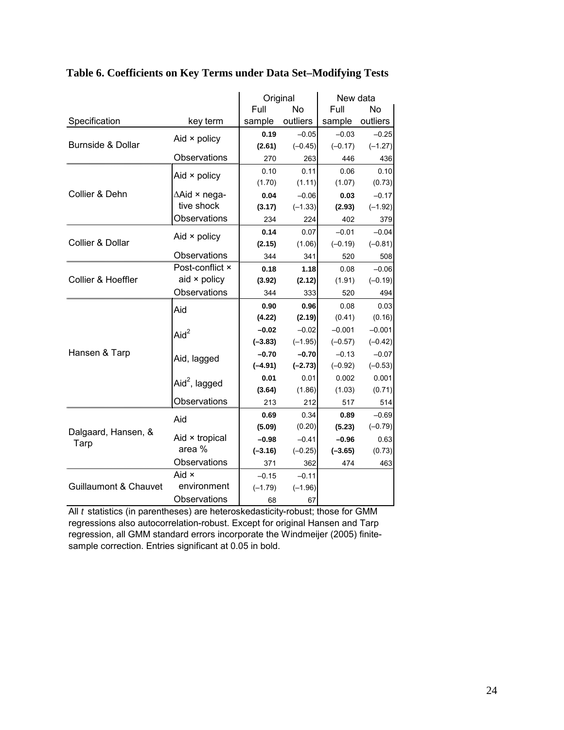**Table 6. Coefficients on Key Terms under Data Set–Modifying Tests**

| Specification | key term | Original: Full sample | Original: No outliers | New data: Full sample | New data: No outliers |
|---|---|---|---|---|---|
| Burnside & Dollar | Aid × policy | **0.19** | –0.05 | –0.03 | –0.25 |
| | | **(2.61)** | (–0.45) | (–0.17) | (–1.27) |
| | Observations | 270 | 263 | 446 | 436 |
| Collier & Dehn | Aid × policy | 0.10 | 0.11 | 0.06 | 0.10 |
| | | (1.70) | (1.11) | (1.07) | (0.73) |
| | ∆Aid × negative shock | **0.04** | –0.06 | **0.03** | –0.17 |
| | | **(3.17)** | (–1.33) | **(2.93)** | (–1.92) |
| | Observations | 234 | 224 | 402 | 379 |
| Collier & Dollar | Aid × policy | **0.14** | 0.07 | –0.01 | –0.04 |
| | | **(2.15)** | (1.06) | (–0.19) | (–0.81) |
| | Observations | 344 | 341 | 520 | 508 |
| Collier & Hoeffler | Post-conflict × aid × policy | **0.18** | **1.18** | 0.08 | –0.06 |
| | | **(3.92)** | **(2.12)** | (1.91) | (–0.19) |
| | Observations | 344 | 333 | 520 | 494 |
| Hansen & Tarp | Aid | **0.90** | **0.96** | 0.08 | 0.03 |
| | | **(4.22)** | **(2.19)** | (0.41) | (0.16) |
| | Aid$^2$ | **–0.02** | –0.02 | –0.001 | –0.001 |
| | | **(–3.83)** | (–1.95) | (–0.57) | (–0.42) |
| | Aid, lagged | **–0.70** | **–0.70** | –0.13 | –0.07 |
| | | **(–4.91)** | **(–2.73)** | (–0.92) | (–0.53) |
| | Aid$^2$, lagged | **0.01** | 0.01 | 0.002 | 0.001 |
| | | **(3.64)** | (1.86) | (1.03) | (0.71) |
| | Observations | 213 | 212 | 517 | 514 |
| Dalgaard, Hansen, & Tarp | Aid | **0.69** | 0.34 | **0.89** | –0.69 |
| | | **(5.09)** | (0.20) | **(5.23)** | (–0.79) |
| | Aid × tropical area % | **–0.98** | –0.41 | **–0.96** | 0.63 |
| | | **(–3.16)** | (–0.25) | **(–3.65)** | (0.73) |
| | Observations | 371 | 362 | 474 | 463 |
| Guillaumont & Chauvet | Aid × environment | –0.15 | –0.11 | | |
| | | (–1.79) | (–1.96) | | |
| | Observations | 68 | 67 | | |

All *t* statistics (in parentheses) are heteroskedasticity-robust; those for GMM regressions also autocorrelation-robust. Except for original Hansen and Tarp regression, all GMM standard errors incorporate the Windmeijer (2005) finite-sample correction. Entries significant at 0.05 in bold.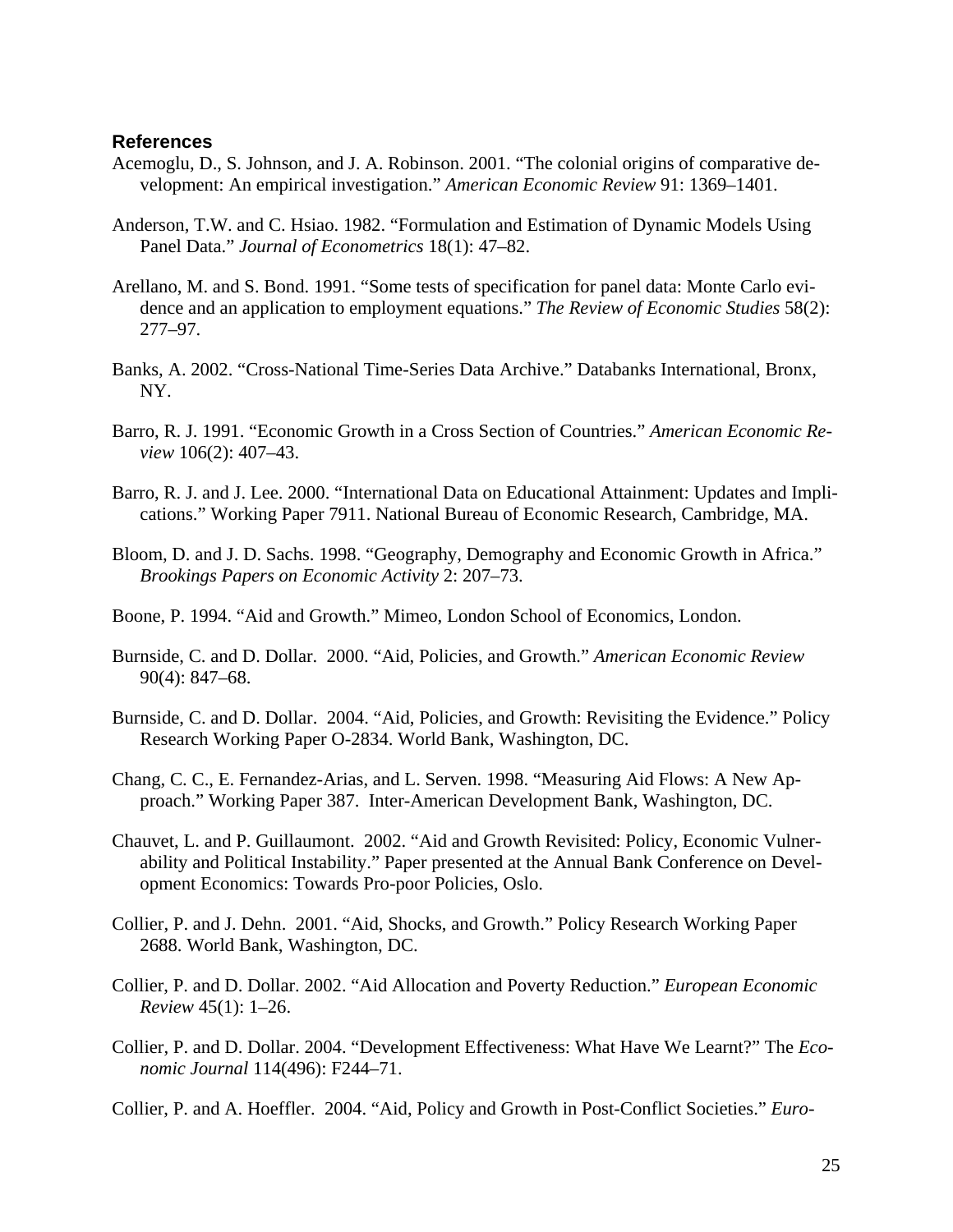## References

Acemoglu, D., S. Johnson, and J. A. Robinson. 2001. "The colonial origins of comparative development: An empirical investigation." *American Economic Review* 91: 1369–1401.

Anderson, T.W. and C. Hsiao. 1982. "Formulation and Estimation of Dynamic Models Using Panel Data." *Journal of Econometrics* 18(1): 47–82.

Arellano, M. and S. Bond. 1991. "Some tests of specification for panel data: Monte Carlo evidence and an application to employment equations." *The Review of Economic Studies* 58(2): 277–97.

Banks, A. 2002. "Cross-National Time-Series Data Archive." Databanks International, Bronx, NY.

Barro, R. J. 1991. "Economic Growth in a Cross Section of Countries." *American Economic Review* 106(2): 407–43.

Barro, R. J. and J. Lee. 2000. "International Data on Educational Attainment: Updates and Implications." Working Paper 7911. National Bureau of Economic Research, Cambridge, MA.

Bloom, D. and J. D. Sachs. 1998. "Geography, Demography and Economic Growth in Africa." *Brookings Papers on Economic Activity* 2: 207–73.

Boone, P. 1994. "Aid and Growth." Mimeo, London School of Economics, London.

Burnside, C. and D. Dollar. 2000. "Aid, Policies, and Growth." *American Economic Review* 90(4): 847–68.

Burnside, C. and D. Dollar. 2004. "Aid, Policies, and Growth: Revisiting the Evidence." Policy Research Working Paper O-2834. World Bank, Washington, DC.

Chang, C. C., E. Fernandez-Arias, and L. Serven. 1998. "Measuring Aid Flows: A New Approach." Working Paper 387. Inter-American Development Bank, Washington, DC.

Chauvet, L. and P. Guillaumont. 2002. "Aid and Growth Revisited: Policy, Economic Vulnerability and Political Instability." Paper presented at the Annual Bank Conference on Development Economics: Towards Pro-poor Policies, Oslo.

Collier, P. and J. Dehn. 2001. "Aid, Shocks, and Growth." Policy Research Working Paper 2688. World Bank, Washington, DC.

Collier, P. and D. Dollar. 2002. "Aid Allocation and Poverty Reduction." *European Economic Review* 45(1): 1–26.

Collier, P. and D. Dollar. 2004. "Development Effectiveness: What Have We Learnt?" The *Economic Journal* 114(496): F244–71.

Collier, P. and A. Hoeffler. 2004. "Aid, Policy and Growth in Post-Conflict Societies." *Euro-*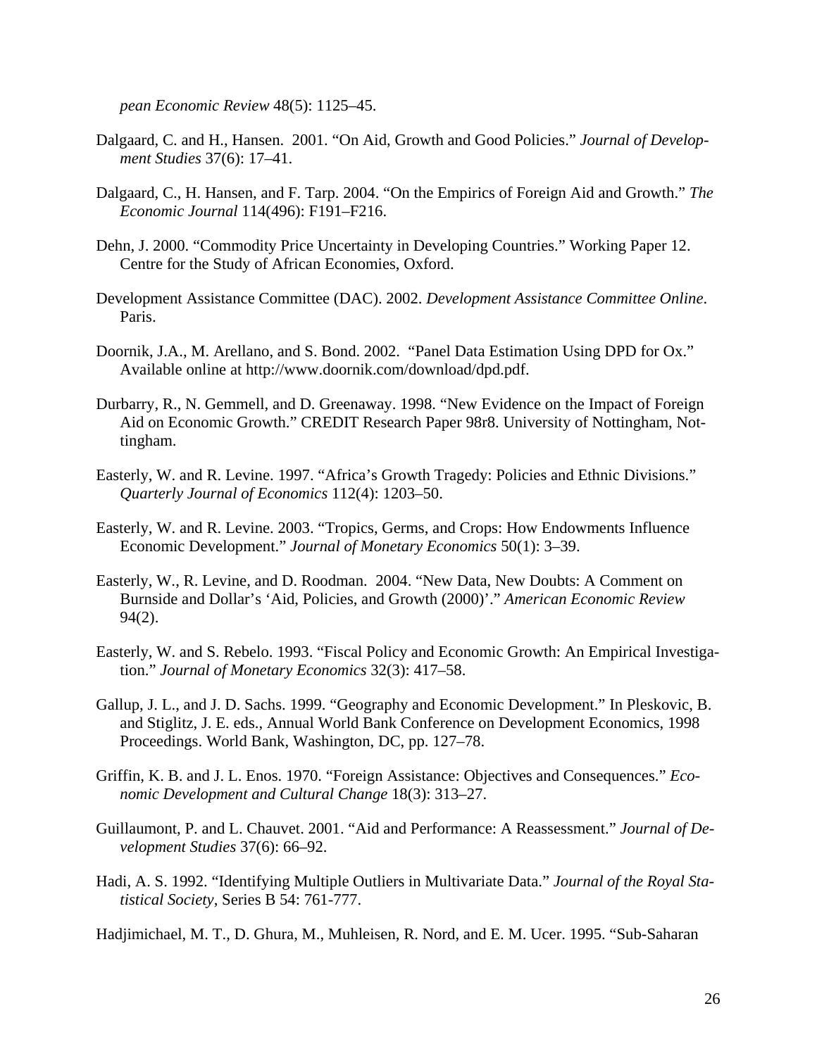*pean Economic Review* 48(5): 1125–45.

Dalgaard, C. and H., Hansen. 2001. "On Aid, Growth and Good Policies." *Journal of Development Studies* 37(6): 17–41.

Dalgaard, C., H. Hansen, and F. Tarp. 2004. "On the Empirics of Foreign Aid and Growth." *The Economic Journal* 114(496): F191–F216.

Dehn, J. 2000. "Commodity Price Uncertainty in Developing Countries." Working Paper 12. Centre for the Study of African Economies, Oxford.

Development Assistance Committee (DAC). 2002. *Development Assistance Committee Online*. Paris.

Doornik, J.A., M. Arellano, and S. Bond. 2002. "Panel Data Estimation Using DPD for Ox." Available online at http://www.doornik.com/download/dpd.pdf.

Durbarry, R., N. Gemmell, and D. Greenaway. 1998. "New Evidence on the Impact of Foreign Aid on Economic Growth." CREDIT Research Paper 98r8. University of Nottingham, Nottingham.

Easterly, W. and R. Levine. 1997. "Africa's Growth Tragedy: Policies and Ethnic Divisions." *Quarterly Journal of Economics* 112(4): 1203–50.

Easterly, W. and R. Levine. 2003. "Tropics, Germs, and Crops: How Endowments Influence Economic Development." *Journal of Monetary Economics* 50(1): 3–39.

Easterly, W., R. Levine, and D. Roodman. 2004. "New Data, New Doubts: A Comment on Burnside and Dollar's 'Aid, Policies, and Growth (2000)'." *American Economic Review* 94(2).

Easterly, W. and S. Rebelo. 1993. "Fiscal Policy and Economic Growth: An Empirical Investigation." *Journal of Monetary Economics* 32(3): 417–58.

Gallup, J. L., and J. D. Sachs. 1999. "Geography and Economic Development." In Pleskovic, B. and Stiglitz, J. E. eds., Annual World Bank Conference on Development Economics, 1998 Proceedings. World Bank, Washington, DC, pp. 127–78.

Griffin, K. B. and J. L. Enos. 1970. "Foreign Assistance: Objectives and Consequences." *Economic Development and Cultural Change* 18(3): 313–27.

Guillaumont, P. and L. Chauvet. 2001. "Aid and Performance: A Reassessment." *Journal of Development Studies* 37(6): 66–92.

Hadi, A. S. 1992. "Identifying Multiple Outliers in Multivariate Data." *Journal of the Royal Statistical Society*, Series B 54: 761-777.

Hadjimichael, M. T., D. Ghura, M., Muhleisen, R. Nord, and E. M. Ucer. 1995. "Sub-Saharan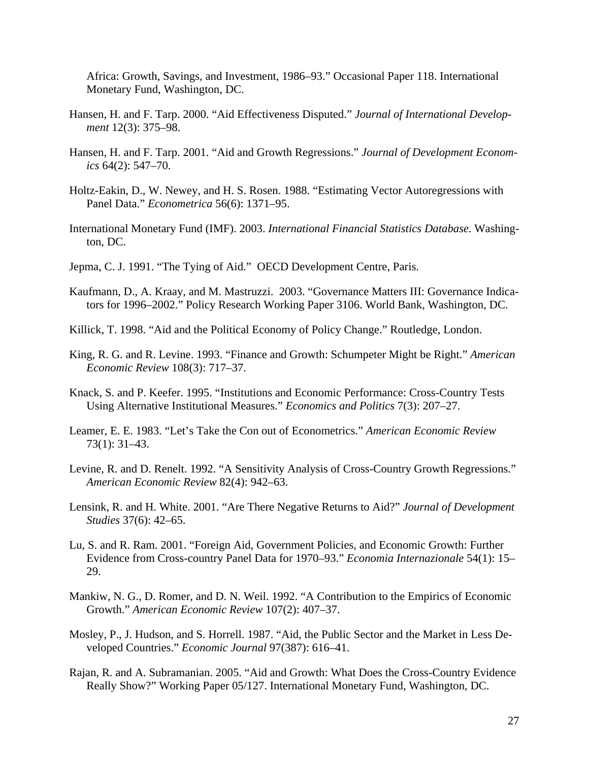Africa: Growth, Savings, and Investment, 1986–93." Occasional Paper 118. International Monetary Fund, Washington, DC.

Hansen, H. and F. Tarp. 2000. "Aid Effectiveness Disputed." *Journal of International Development* 12(3): 375–98.

Hansen, H. and F. Tarp. 2001. "Aid and Growth Regressions." *Journal of Development Economics* 64(2): 547–70.

Holtz-Eakin, D., W. Newey, and H. S. Rosen. 1988. "Estimating Vector Autoregressions with Panel Data." *Econometrica* 56(6): 1371–95.

International Monetary Fund (IMF). 2003. *International Financial Statistics Database.* Washington, DC.

Jepma, C. J. 1991. "The Tying of Aid." OECD Development Centre, Paris.

Kaufmann, D., A. Kraay, and M. Mastruzzi. 2003. "Governance Matters III: Governance Indicators for 1996–2002." Policy Research Working Paper 3106. World Bank, Washington, DC.

Killick, T. 1998. "Aid and the Political Economy of Policy Change." Routledge, London.

King, R. G. and R. Levine. 1993. "Finance and Growth: Schumpeter Might be Right." *American Economic Review* 108(3): 717–37.

Knack, S. and P. Keefer. 1995. "Institutions and Economic Performance: Cross-Country Tests Using Alternative Institutional Measures." *Economics and Politics* 7(3): 207–27.

Leamer, E. E. 1983. "Let's Take the Con out of Econometrics." *American Economic Review* 73(1): 31–43.

Levine, R. and D. Renelt. 1992. "A Sensitivity Analysis of Cross-Country Growth Regressions." *American Economic Review* 82(4): 942–63.

Lensink, R. and H. White. 2001. "Are There Negative Returns to Aid?" *Journal of Development Studies* 37(6): 42–65.

Lu, S. and R. Ram. 2001. "Foreign Aid, Government Policies, and Economic Growth: Further Evidence from Cross-country Panel Data for 1970–93." *Economia Internazionale* 54(1): 15–29.

Mankiw, N. G., D. Romer, and D. N. Weil. 1992. "A Contribution to the Empirics of Economic Growth." *American Economic Review* 107(2): 407–37.

Mosley, P., J. Hudson, and S. Horrell. 1987. "Aid, the Public Sector and the Market in Less Developed Countries." *Economic Journal* 97(387): 616–41.

Rajan, R. and A. Subramanian. 2005. "Aid and Growth: What Does the Cross-Country Evidence Really Show?" Working Paper 05/127. International Monetary Fund, Washington, DC.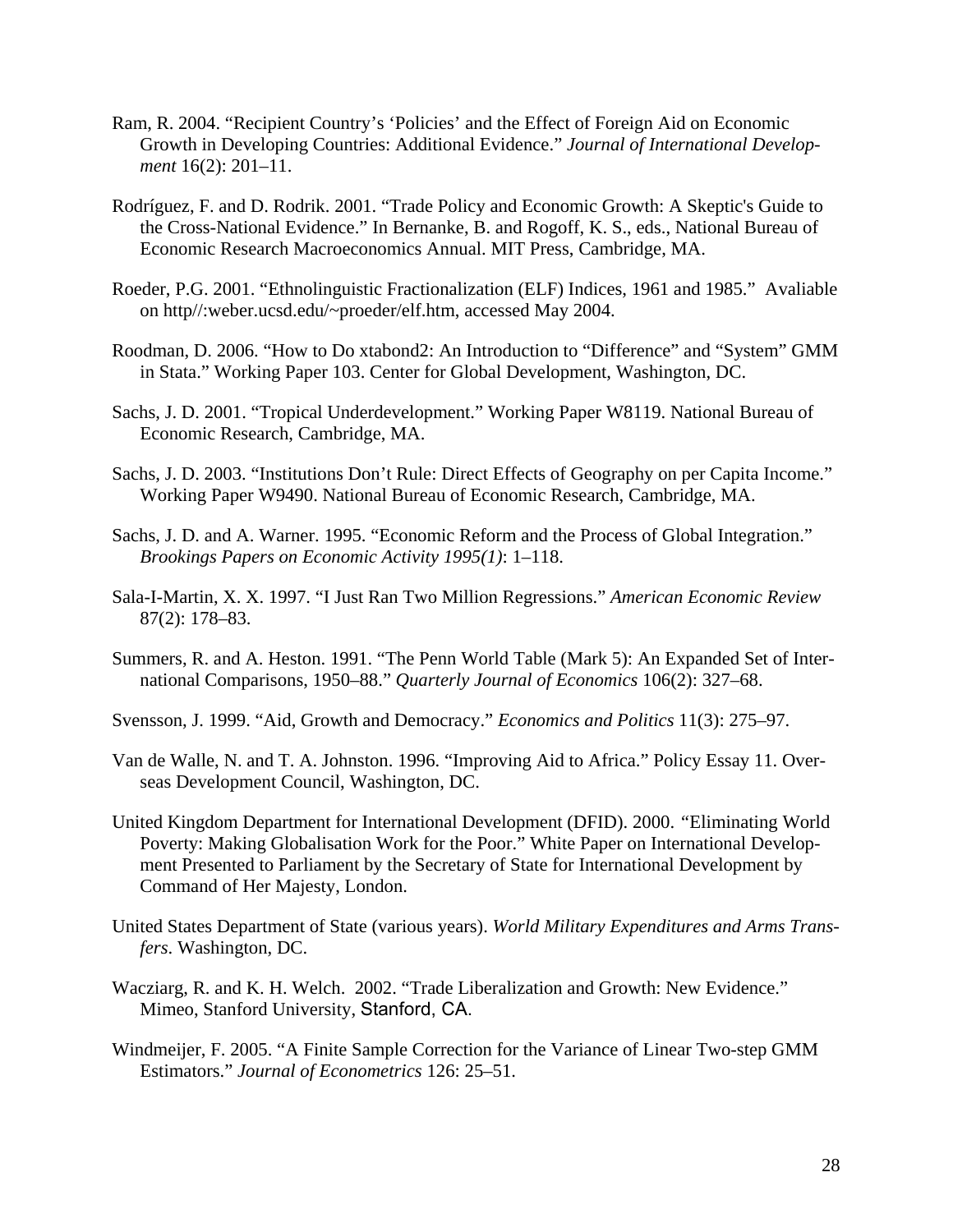Ram, R. 2004. "Recipient Country's 'Policies' and the Effect of Foreign Aid on Economic Growth in Developing Countries: Additional Evidence." *Journal of International Development* 16(2): 201–11.

Rodríguez, F. and D. Rodrik. 2001. "Trade Policy and Economic Growth: A Skeptic's Guide to the Cross-National Evidence." In Bernanke, B. and Rogoff, K. S., eds., National Bureau of Economic Research Macroeconomics Annual. MIT Press, Cambridge, MA.

Roeder, P.G. 2001. "Ethnolinguistic Fractionalization (ELF) Indices, 1961 and 1985." Avaliable on http//:weber.ucsd.edu/~proeder/elf.htm, accessed May 2004.

Roodman, D. 2006. "How to Do xtabond2: An Introduction to "Difference" and "System" GMM in Stata." Working Paper 103. Center for Global Development, Washington, DC.

Sachs, J. D. 2001. "Tropical Underdevelopment." Working Paper W8119. National Bureau of Economic Research, Cambridge, MA.

Sachs, J. D. 2003. "Institutions Don't Rule: Direct Effects of Geography on per Capita Income." Working Paper W9490. National Bureau of Economic Research, Cambridge, MA.

Sachs, J. D. and A. Warner. 1995. "Economic Reform and the Process of Global Integration." *Brookings Papers on Economic Activity 1995(1)*: 1–118.

Sala-I-Martin, X. X. 1997. "I Just Ran Two Million Regressions." *American Economic Review* 87(2): 178–83.

Summers, R. and A. Heston. 1991. "The Penn World Table (Mark 5): An Expanded Set of International Comparisons, 1950–88." *Quarterly Journal of Economics* 106(2): 327–68.

Svensson, J. 1999. "Aid, Growth and Democracy." *Economics and Politics* 11(3): 275–97.

Van de Walle, N. and T. A. Johnston. 1996. "Improving Aid to Africa." Policy Essay 11. Overseas Development Council, Washington, DC.

United Kingdom Department for International Development (DFID). 2000. "Eliminating World Poverty: Making Globalisation Work for the Poor." White Paper on International Development Presented to Parliament by the Secretary of State for International Development by Command of Her Majesty, London.

United States Department of State (various years). *World Military Expenditures and Arms Transfers*. Washington, DC.

Wacziarg, R. and K. H. Welch. 2002. "Trade Liberalization and Growth: New Evidence." Mimeo, Stanford University, Stanford, CA.

Windmeijer, F. 2005. "A Finite Sample Correction for the Variance of Linear Two-step GMM Estimators." *Journal of Econometrics* 126: 25–51.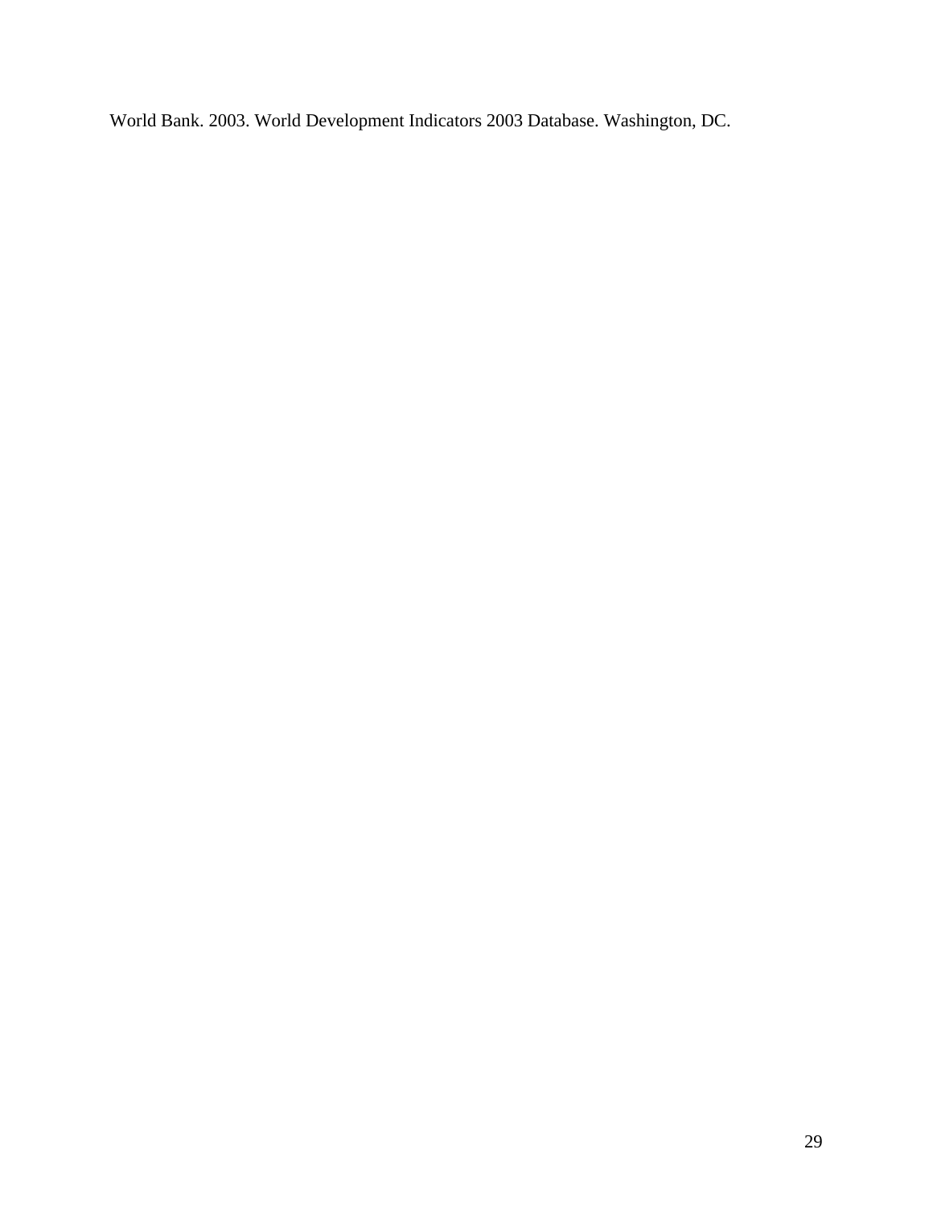World Bank. 2003. World Development Indicators 2003 Database. Washington, DC.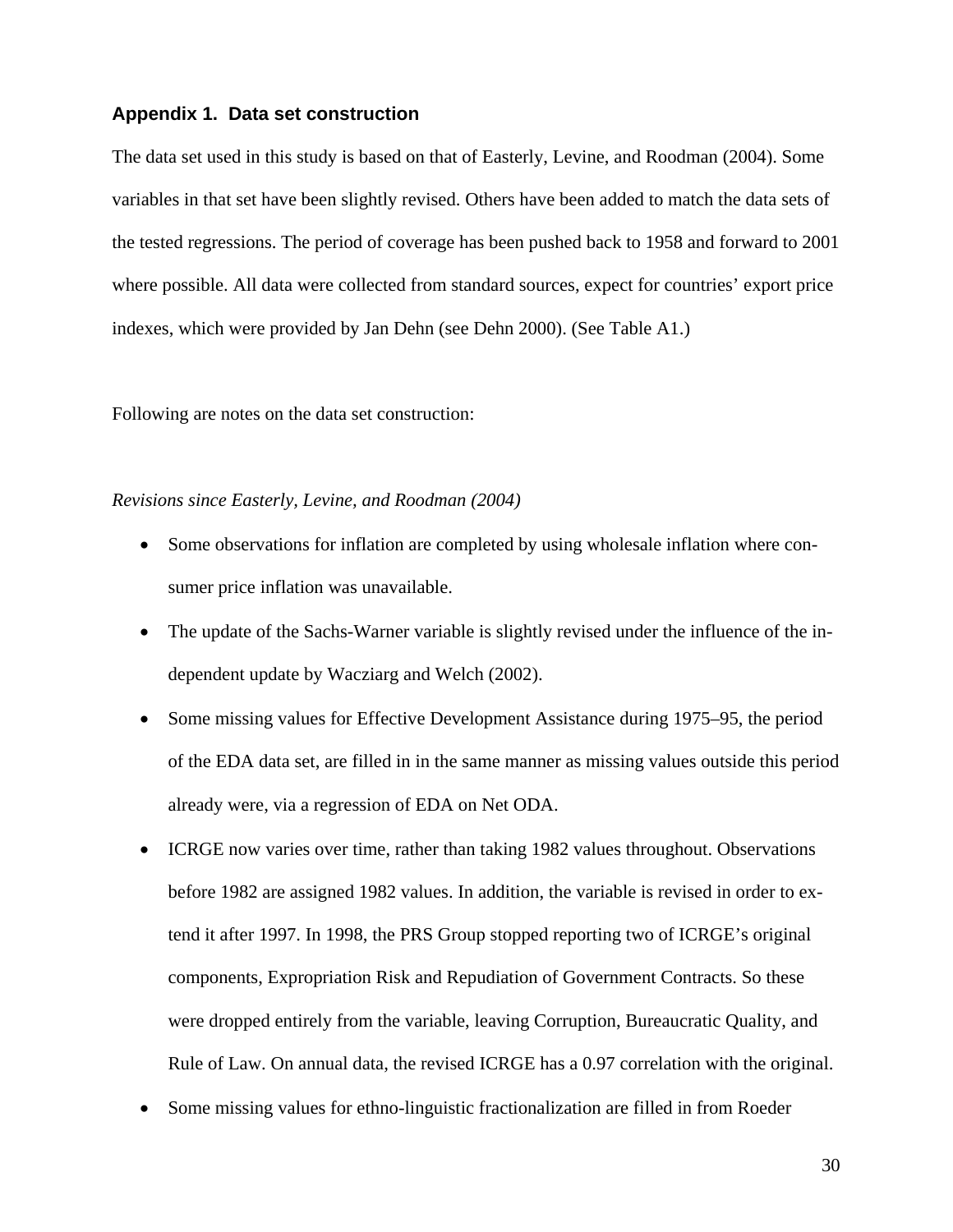### Appendix 1. Data set construction

The data set used in this study is based on that of Easterly, Levine, and Roodman (2004). Some variables in that set have been slightly revised. Others have been added to match the data sets of the tested regressions. The period of coverage has been pushed back to 1958 and forward to 2001 where possible. All data were collected from standard sources, expect for countries' export price indexes, which were provided by Jan Dehn (see Dehn 2000). (See Table A1.)

Following are notes on the data set construction:

*Revisions since Easterly, Levine, and Roodman (2004)*

- Some observations for inflation are completed by using wholesale inflation where consumer price inflation was unavailable.
- The update of the Sachs-Warner variable is slightly revised under the influence of the independent update by Wacziarg and Welch (2002).
- Some missing values for Effective Development Assistance during 1975–95, the period of the EDA data set, are filled in in the same manner as missing values outside this period already were, via a regression of EDA on Net ODA.
- ICRGE now varies over time, rather than taking 1982 values throughout. Observations before 1982 are assigned 1982 values. In addition, the variable is revised in order to extend it after 1997. In 1998, the PRS Group stopped reporting two of ICRGE's original components, Expropriation Risk and Repudiation of Government Contracts. So these were dropped entirely from the variable, leaving Corruption, Bureaucratic Quality, and Rule of Law. On annual data, the revised ICRGE has a 0.97 correlation with the original.
- Some missing values for ethno-linguistic fractionalization are filled in from Roeder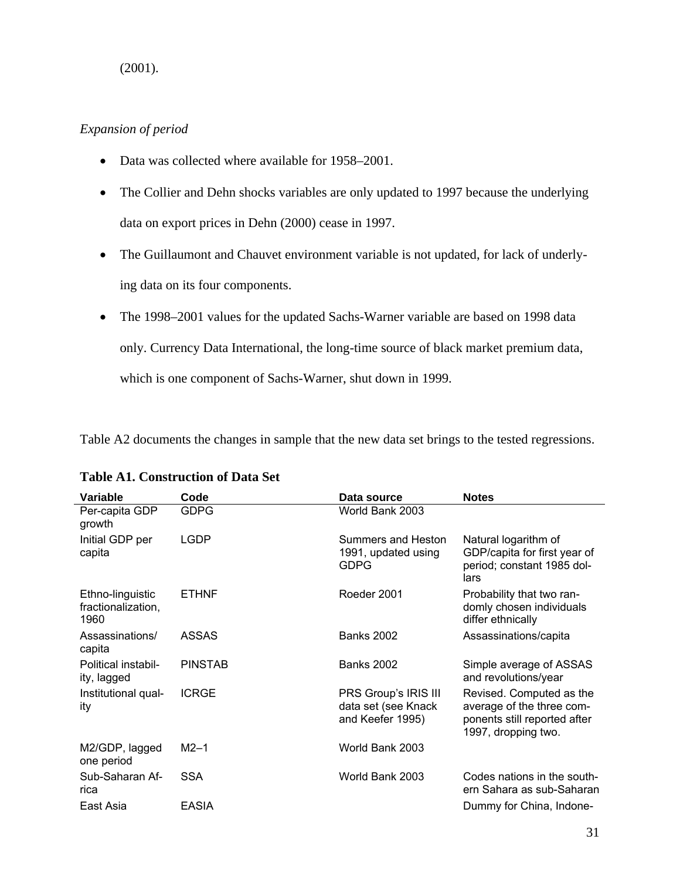(2001).

*Expansion of period*

- Data was collected where available for 1958–2001.
- The Collier and Dehn shocks variables are only updated to 1997 because the underlying data on export prices in Dehn (2000) cease in 1997.
- The Guillaumont and Chauvet environment variable is not updated, for lack of underlying data on its four components.
- The 1998–2001 values for the updated Sachs-Warner variable are based on 1998 data only. Currency Data International, the long-time source of black market premium data, which is one component of Sachs-Warner, shut down in 1999.

Table A2 documents the changes in sample that the new data set brings to the tested regressions.

**Table A1. Construction of Data Set**

| Variable | Code | Data source | Notes |
|---|---|---|---|
| Per-capita GDP growth | GDPG | World Bank 2003 | |
| Initial GDP per capita | LGDP | Summers and Heston 1991, updated using GDPG | Natural logarithm of GDP/capita for first year of period; constant 1985 dollars |
| Ethno-linguistic fractionalization, 1960 | ETHNF | Roeder 2001 | Probability that two randomly chosen individuals differ ethnically |
| Assassinations/capita | ASSAS | Banks 2002 | Assassinations/capita |
| Political instability, lagged | PINSTAB | Banks 2002 | Simple average of ASSAS and revolutions/year |
| Institutional quality | ICRGE | PRS Group's IRIS III data set (see Knack and Keefer 1995) | Revised. Computed as the average of the three components still reported after 1997, dropping two. |
| M2/GDP, lagged one period | M2–1 | World Bank 2003 | |
| Sub-Saharan Africa | SSA | World Bank 2003 | Codes nations in the southern Sahara as sub-Saharan |
| East Asia | EASIA | | Dummy for China, Indone- |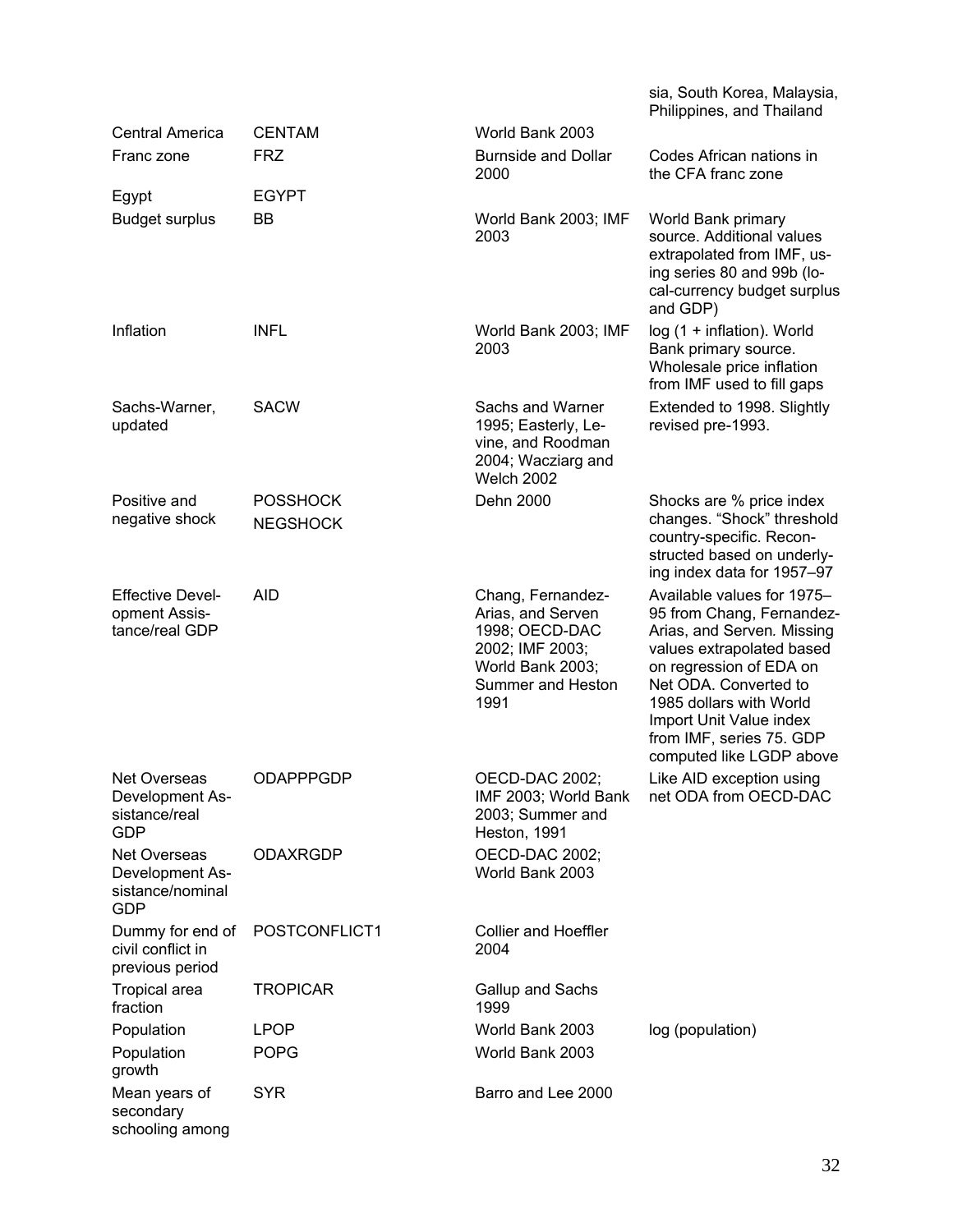| | | | sia, South Korea, Malaysia, Philippines, and Thailand |
|---|---|---|---|
| Central America | CENTAM | World Bank 2003 | |
| Franc zone | FRZ | Burnside and Dollar 2000 | Codes African nations in the CFA franc zone |
| Egypt | EGYPT | | |
| Budget surplus | BB | World Bank 2003; IMF 2003 | World Bank primary source. Additional values extrapolated from IMF, using series 80 and 99b (local-currency budget surplus and GDP) |
| Inflation | INFL | World Bank 2003; IMF 2003 | log (1 + inflation). World Bank primary source. Wholesale price inflation from IMF used to fill gaps |
| Sachs-Warner, updated | SACW | Sachs and Warner 1995; Easterly, Levine, and Roodman 2004; Wacziarg and Welch 2002 | Extended to 1998. Slightly revised pre-1993. |
| Positive and negative shock | POSSHOCK NEGSHOCK | Dehn 2000 | Shocks are % price index changes. "Shock" threshold country-specific. Reconstructed based on underlying index data for 1957–97 |
| Effective Development Assistance/real GDP | AID | Chang, Fernandez-Arias, and Serven 1998; OECD-DAC 2002; IMF 2003; World Bank 2003; Summer and Heston 1991 | Available values for 1975–95 from Chang, Fernandez-Arias, and Serven. Missing values extrapolated based on regression of EDA on Net ODA. Converted to 1985 dollars with World Import Unit Value index from IMF, series 75. GDP computed like LGDP above |
| Net Overseas Development Assistance/real GDP | ODAPPPGDP | OECD-DAC 2002; IMF 2003; World Bank 2003; Summer and Heston, 1991 | Like AID exception using net ODA from OECD-DAC |
| Net Overseas Development Assistance/nominal GDP | ODAXRGDP | OECD-DAC 2002; World Bank 2003 | |
| Dummy for end of civil conflict in previous period | POSTCONFLICT1 | Collier and Hoeffler 2004 | |
| Tropical area fraction | TROPICAR | Gallup and Sachs 1999 | |
| Population | LPOP | World Bank 2003 | log (population) |
| Population growth | POPG | World Bank 2003 | |
| Mean years of secondary schooling among | SYR | Barro and Lee 2000 | |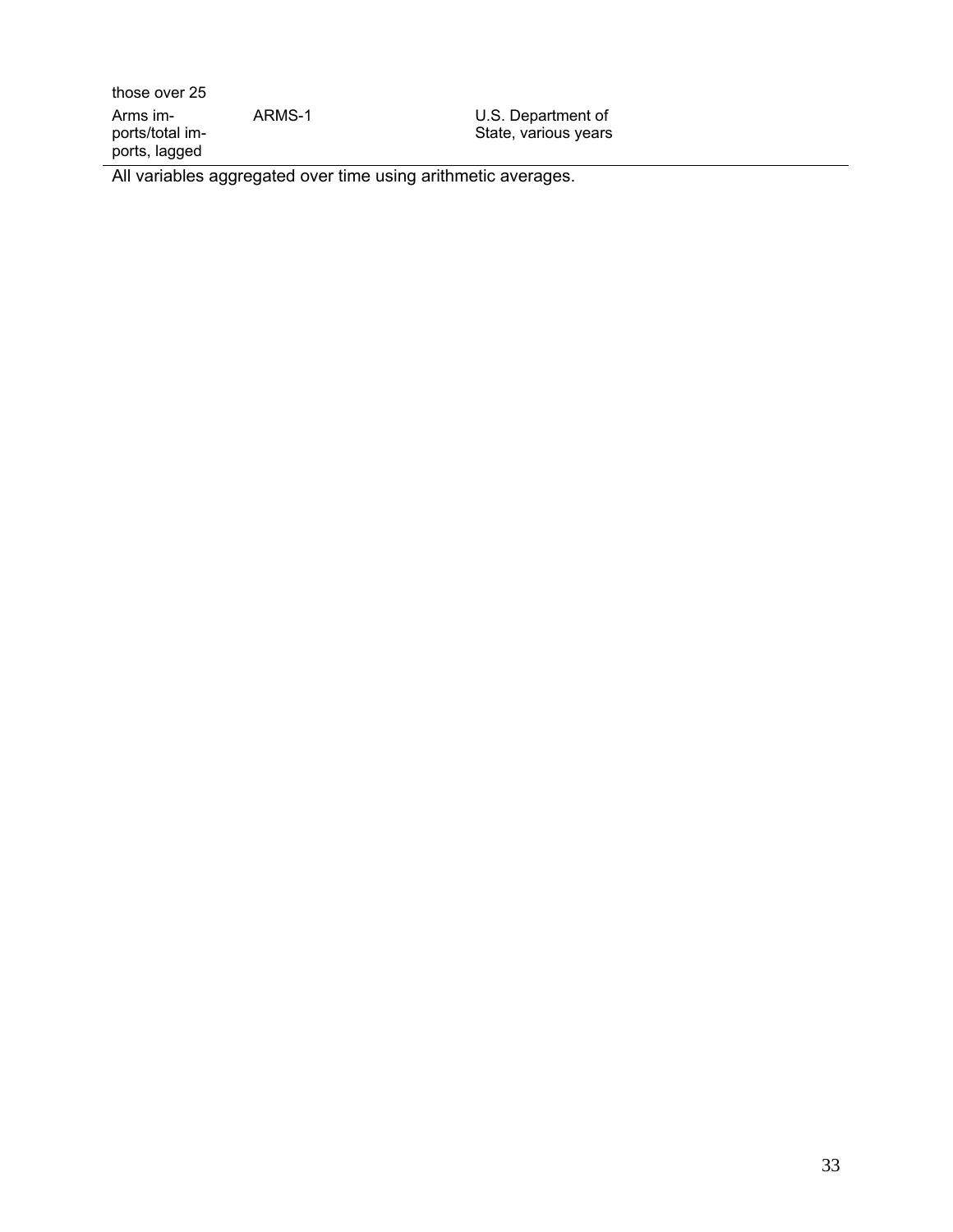| | | |
|---|---|---|
| those over 25 | | |
| Arms imports/total imports, lagged | ARMS-1 | U.S. Department of State, various years |

All variables aggregated over time using arithmetic averages.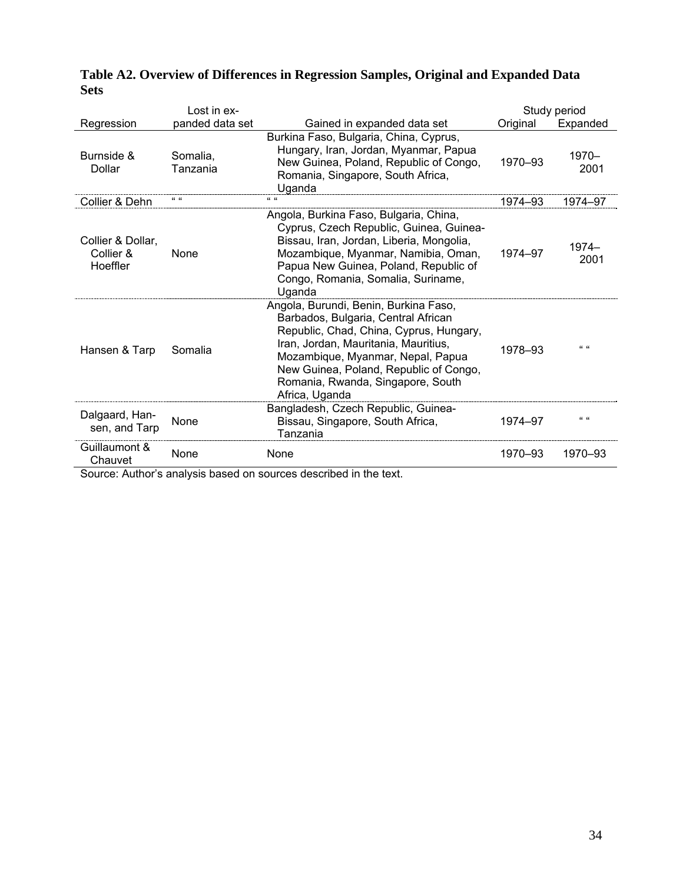**Table A2. Overview of Differences in Regression Samples, Original and Expanded Data Sets**

| Regression | Lost in expanded data set | Gained in expanded data set | Study period | |
|---|---|---|---|---|
| | | | Original | Expanded |
| Burnside & Dollar | Somalia, Tanzania | Burkina Faso, Bulgaria, China, Cyprus, Hungary, Iran, Jordan, Myanmar, Papua New Guinea, Poland, Republic of Congo, Romania, Singapore, South Africa, Uganda | 1970–93 | 1970–2001 |
| Collier & Dehn | " " | " " | 1974–93 | 1974–97 |
| Collier & Dollar, Collier & Hoeffler | None | Angola, Burkina Faso, Bulgaria, China, Cyprus, Czech Republic, Guinea, Guinea-Bissau, Iran, Jordan, Liberia, Mongolia, Mozambique, Myanmar, Namibia, Oman, Papua New Guinea, Poland, Republic of Congo, Romania, Somalia, Suriname, Uganda | 1974–97 | 1974–2001 |
| Hansen & Tarp | Somalia | Angola, Burundi, Benin, Burkina Faso, Barbados, Bulgaria, Central African Republic, Chad, China, Cyprus, Hungary, Iran, Jordan, Mauritania, Mauritius, Mozambique, Myanmar, Nepal, Papua New Guinea, Poland, Republic of Congo, Romania, Rwanda, Singapore, South Africa, Uganda | 1978–93 | " " |
| Dalgaard, Hansen, and Tarp | None | Bangladesh, Czech Republic, Guinea-Bissau, Singapore, South Africa, Tanzania | 1974–97 | " " |
| Guillaumont & Chauvet | None | None | 1970–93 | 1970–93 |

Source: Author's analysis based on sources described in the text.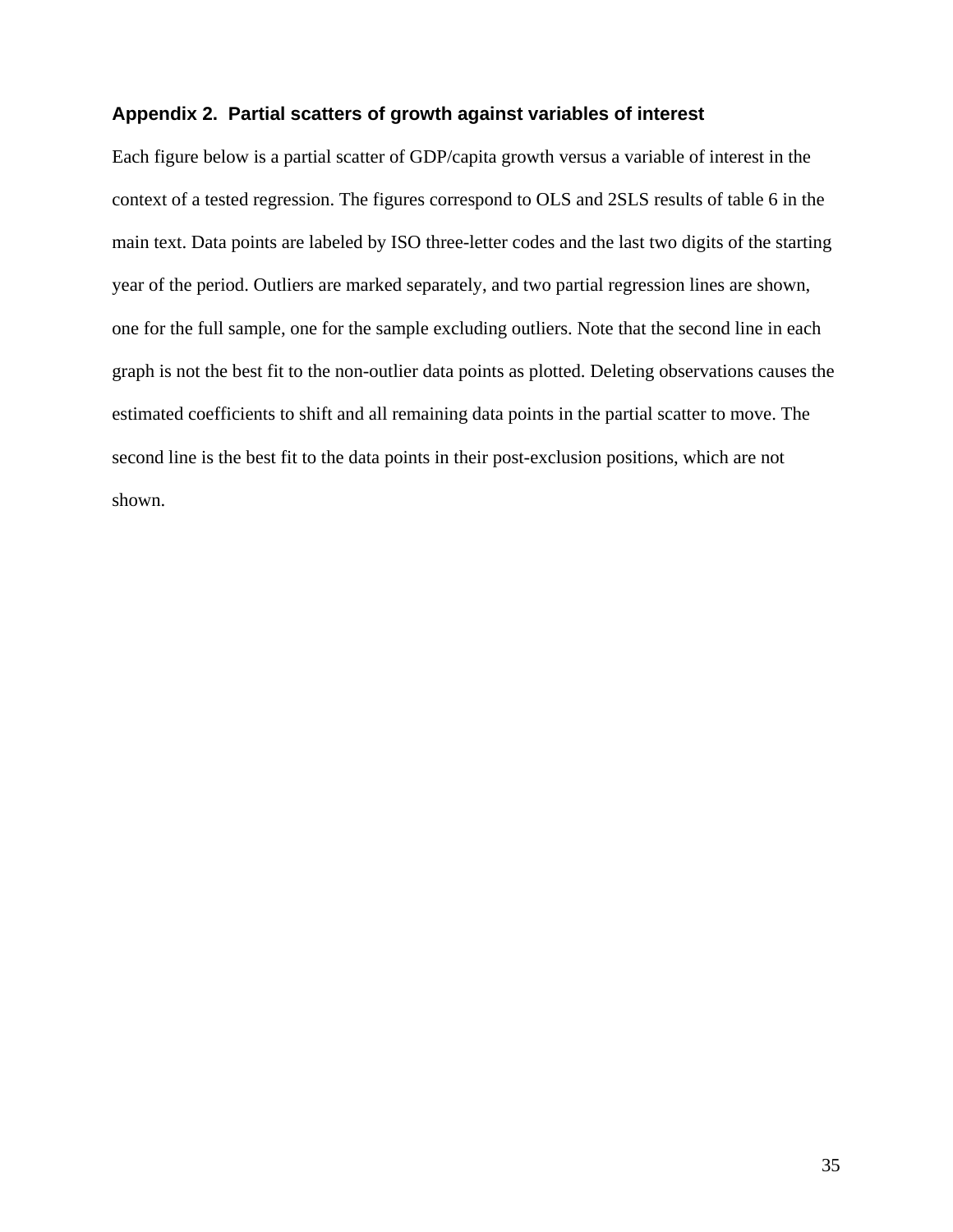### Appendix 2. Partial scatters of growth against variables of interest

Each figure below is a partial scatter of GDP/capita growth versus a variable of interest in the context of a tested regression. The figures correspond to OLS and 2SLS results of table 6 in the main text. Data points are labeled by ISO three-letter codes and the last two digits of the starting year of the period. Outliers are marked separately, and two partial regression lines are shown, one for the full sample, one for the sample excluding outliers. Note that the second line in each graph is not the best fit to the non-outlier data points as plotted. Deleting observations causes the estimated coefficients to shift and all remaining data points in the partial scatter to move. The second line is the best fit to the data points in their post-exclusion positions, which are not shown.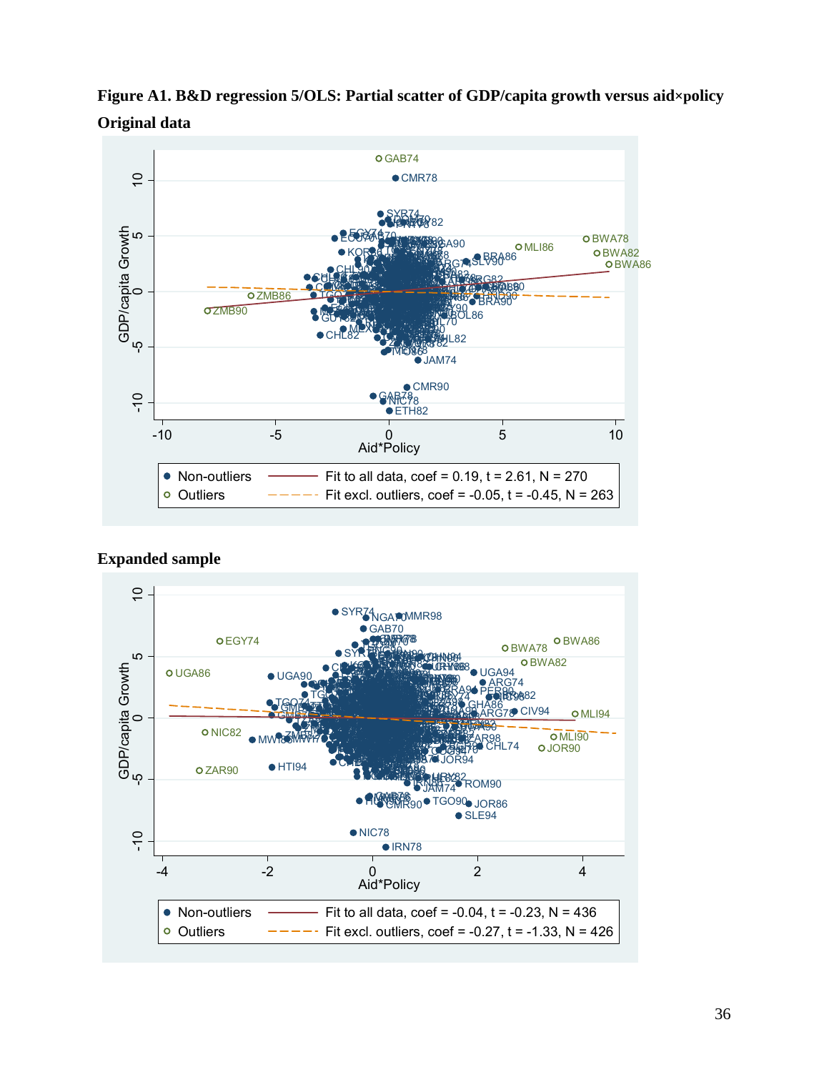**Figure A1. B&D regression 5/OLS: Partial scatter of GDP/capita growth versus aid×policy**

**Original data**

**Expanded sample**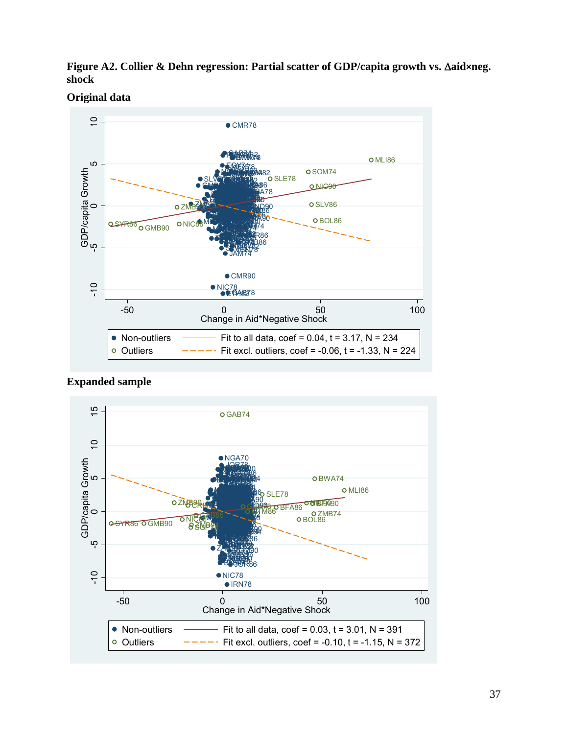**Figure A2. Collier & Dehn regression: Partial scatter of GDP/capita growth vs. Δaid×neg. shock**

**Original data**

**Expanded sample**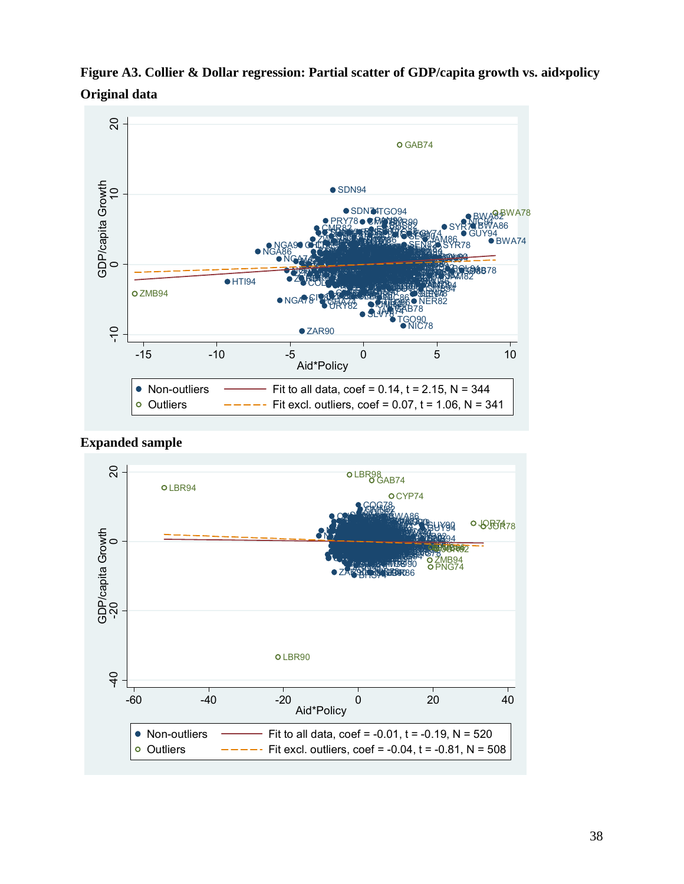**Figure A3. Collier & Dollar regression: Partial scatter of GDP/capita growth vs. aid×policy**

**Original data**

**Expanded sample**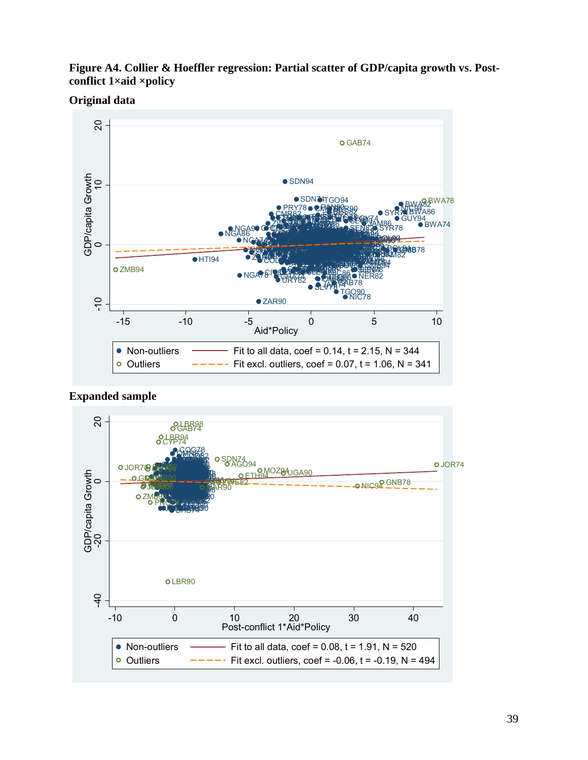**Figure A4. Collier & Hoeffler regression: Partial scatter of GDP/capita growth vs. Post-conflict 1×aid ×policy**

**Original data**

| | |
|---|---|
| ● Non-outliers | Fit to all data, coef = 0.14, t = 2.15, N = 344 |
| ○ Outliers | Fit excl. outliers, coef = 0.07, t = 1.06, N = 341 |

**Expanded sample**

| | |
|---|---|
| ● Non-outliers | Fit to all data, coef = 0.08, t = 1.91, N = 520 |
| ○ Outliers | Fit excl. outliers, coef = -0.06, t = -0.19, N = 494 |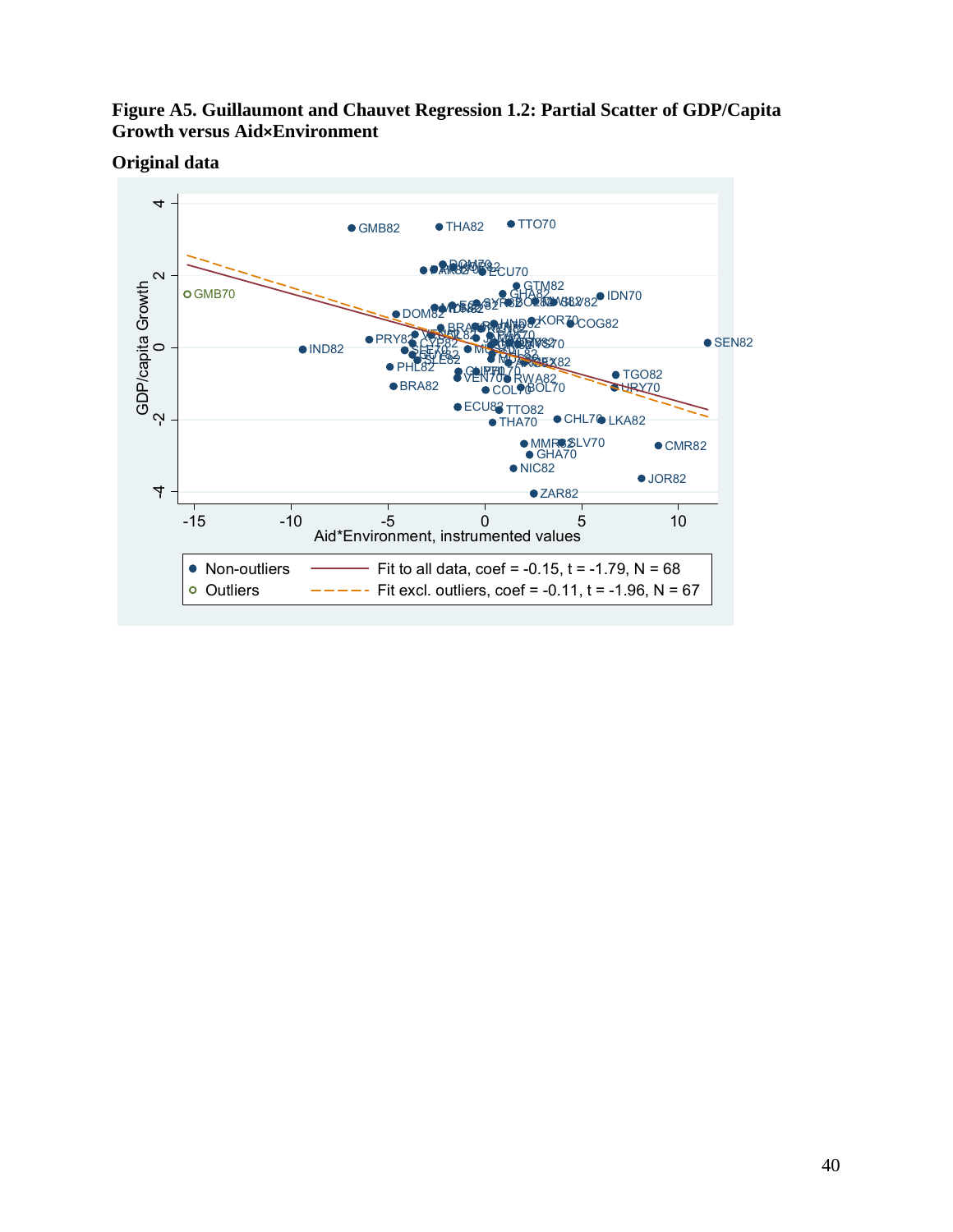**Figure A5. Guillaumont and Chauvet Regression 1.2: Partial Scatter of GDP/Capita Growth versus Aid×Environment**

**Original data**

GDP/capita Growth

4
2
0
-2
-4

-15 -10 -5 0 5 10

Aid*Environment, instrumented values

GMB82 THA82 TTO70 DOM70 ECU70 GTM82 GHA82 IDN70 GMB70 DOM82 KOR70 COG82 PRY82 CYP82 SEN82 IND82 PHL82 SLE82 VEN70 RWA82 TGO82 BRA82 COL70 BOL70 URY70 ECU82 TTO82 THA70 CHL70 LKA82 MMR82 SLV70 GHA70 CMR82 NIC82 JOR82 ZAR82

● Non-outliers
○ Outliers
Fit to all data, coef = -0.15, t = -1.79, N = 68
Fit excl. outliers, coef = -0.11, t = -1.96, N = 67